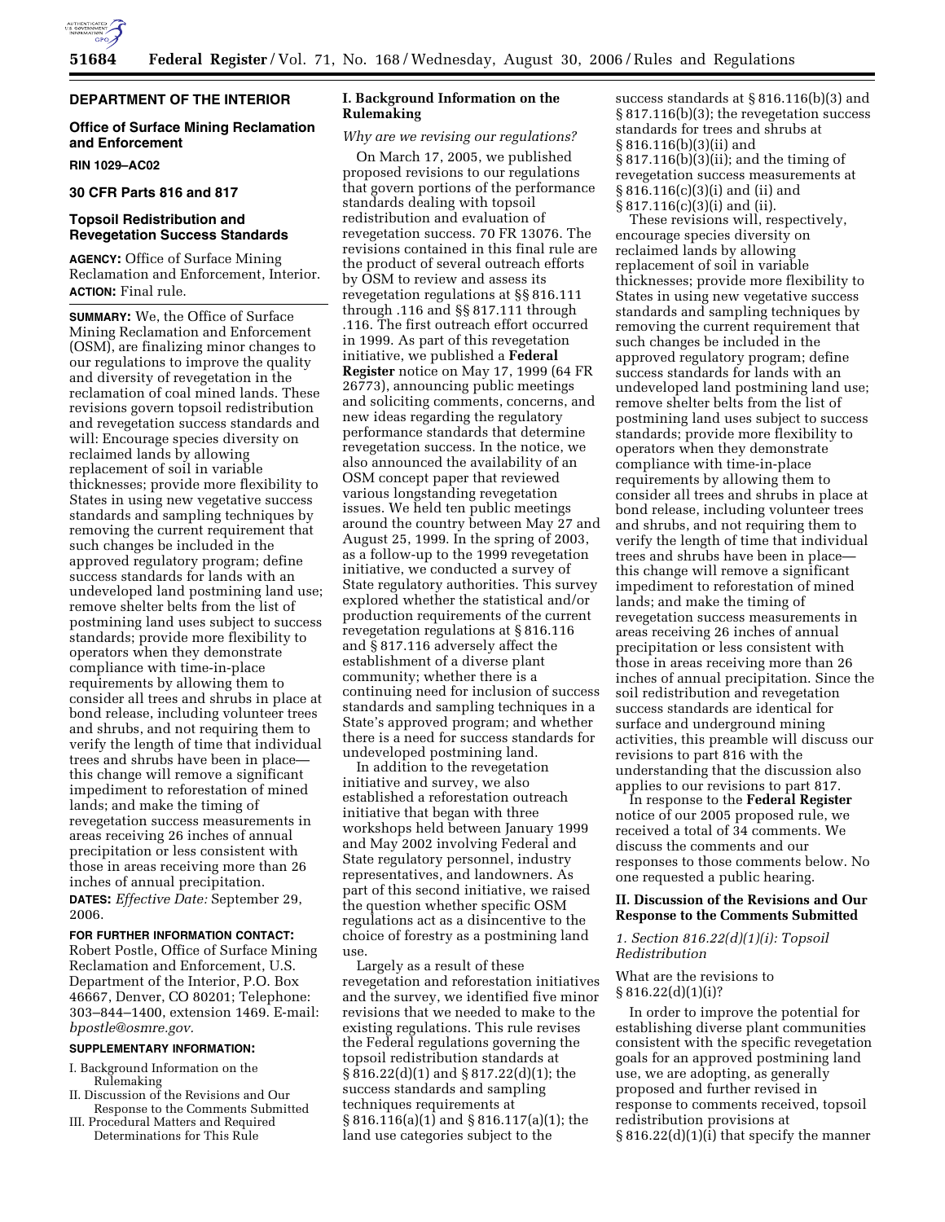**DEPARTMENT OF THE INTERIOR**

**Office of Surface Mining Reclamation and Enforcement**

**RIN 1029–AC02**

**30 CFR Parts 816 and 817**

**Topsoil Redistribution and Revegetation Success Standards**

**AGENCY:** Office of Surface Mining Reclamation and Enforcement, Interior.

**ACTION:** Final rule.

**SUMMARY:** We, the Office of Surface Mining Reclamation and Enforcement (OSM), are finalizing minor changes to our regulations to improve the quality and diversity of revegetation in the reclamation of coal mined lands. These revisions govern topsoil redistribution and revegetation success standards and will: Encourage species diversity on reclaimed lands by allowing replacement of soil in variable thicknesses; provide more flexibility to States in using new vegetative success standards and sampling techniques by removing the current requirement that such changes be included in the approved regulatory program; define success standards for lands with an undeveloped land postmining land use; remove shelter belts from the list of postmining land uses subject to success standards; provide more flexibility to operators when they demonstrate compliance with time-in-place requirements by allowing them to consider all trees and shrubs in place at bond release, including volunteer trees and shrubs, and not requiring them to verify the length of time that individual trees and shrubs have been in place—this change will remove a significant impediment to reforestation of mined lands; and make the timing of revegetation success measurements in areas receiving 26 inches of annual precipitation or less consistent with those in areas receiving more than 26 inches of annual precipitation.

**DATES:** *Effective Date:* September 29, 2006.

**FOR FURTHER INFORMATION CONTACT:** Robert Postle, Office of Surface Mining Reclamation and Enforcement, U.S. Department of the Interior, P.O. Box 46667, Denver, CO 80201; Telephone: 303–844–1400, extension 1469. E-mail: *bpostle@osmre.gov*.

**SUPPLEMENTARY INFORMATION:**

I. Background Information on the Rulemaking
II. Discussion of the Revisions and Our Response to the Comments Submitted
III. Procedural Matters and Required Determinations for This Rule

## I. Background Information on the Rulemaking

*Why are we revising our regulations?*

On March 17, 2005, we published proposed revisions to our regulations that govern portions of the performance standards dealing with topsoil redistribution and evaluation of revegetation success. 70 FR 13076. The revisions contained in this final rule are the product of several outreach efforts by OSM to review and assess its revegetation regulations at §§ 816.111 through .116 and §§ 817.111 through .116. The first outreach effort occurred in 1999. As part of this revegetation initiative, we published a **Federal Register** notice on May 17, 1999 (64 FR 26773), announcing public meetings and soliciting comments, concerns, and new ideas regarding the regulatory performance standards that determine revegetation success. In the notice, we also announced the availability of an OSM concept paper that reviewed various longstanding revegetation issues. We held ten public meetings around the country between May 27 and August 25, 1999. In the spring of 2003, as a follow-up to the 1999 revegetation initiative, we conducted a survey of State regulatory authorities. This survey explored whether the statistical and/or production requirements of the current revegetation regulations at § 816.116 and § 817.116 adversely affect the establishment of a diverse plant community; whether there is a continuing need for inclusion of success standards and sampling techniques in a State's approved program; and whether there is a need for success standards for undeveloped postmining land.

In addition to the revegetation initiative and survey, we also established a reforestation outreach initiative that began with three workshops held between January 1999 and May 2002 involving Federal and State regulatory personnel, industry representatives, and landowners. As part of this second initiative, we raised the question whether specific OSM regulations act as a disincentive to the choice of forestry as a postmining land use.

Largely as a result of these revegetation and reforestation initiatives and the survey, we identified five minor revisions that we needed to make to the existing regulations. This rule revises the Federal regulations governing the topsoil redistribution standards at § 816.22(d)(1) and § 817.22(d)(1); the success standards and sampling techniques requirements at § 816.116(a)(1) and § 816.117(a)(1); the land use categories subject to the success standards at § 816.116(b)(3) and § 817.116(b)(3); the revegetation success standards for trees and shrubs at § 816.116(b)(3)(ii) and § 817.116(b)(3)(ii); and the timing of revegetation success measurements at § 816.116(c)(3)(i) and (ii) and § 817.116(c)(3)(i) and (ii).

These revisions will, respectively, encourage species diversity on reclaimed lands by allowing replacement of soil in variable thicknesses; provide more flexibility to States in using new vegetative success standards and sampling techniques by removing the current requirement that such changes be included in the approved regulatory program; define success standards for lands with an undeveloped land postmining land use; remove shelter belts from the list of postmining land uses subject to success standards; provide more flexibility to operators when they demonstrate compliance with time-in-place requirements by allowing them to consider all trees and shrubs in place at bond release, including volunteer trees and shrubs, and not requiring them to verify the length of time that individual trees and shrubs have been in place—this change will remove a significant impediment to reforestation of mined lands; and make the timing of revegetation success measurements in areas receiving 26 inches of annual precipitation or less consistent with those in areas receiving more than 26 inches of annual precipitation. Since the soil redistribution and revegetation success standards are identical for surface and underground mining activities, this preamble will discuss our revisions to part 816 with the understanding that the discussion also applies to our revisions to part 817.

In response to the **Federal Register** notice of our 2005 proposed rule, we received a total of 34 comments. We discuss the comments and our responses to those comments below. No one requested a public hearing.

## II. Discussion of the Revisions and Our Response to the Comments Submitted

### *1. Section 816.22(d)(1)(i): Topsoil Redistribution*

What are the revisions to § 816.22(d)(1)(i)?

In order to improve the potential for establishing diverse plant communities consistent with the specific revegetation goals for an approved postmining land use, we are adopting, as generally proposed and further revised in response to comments received, topsoil redistribution provisions at § 816.22(d)(1)(i) that specify the manner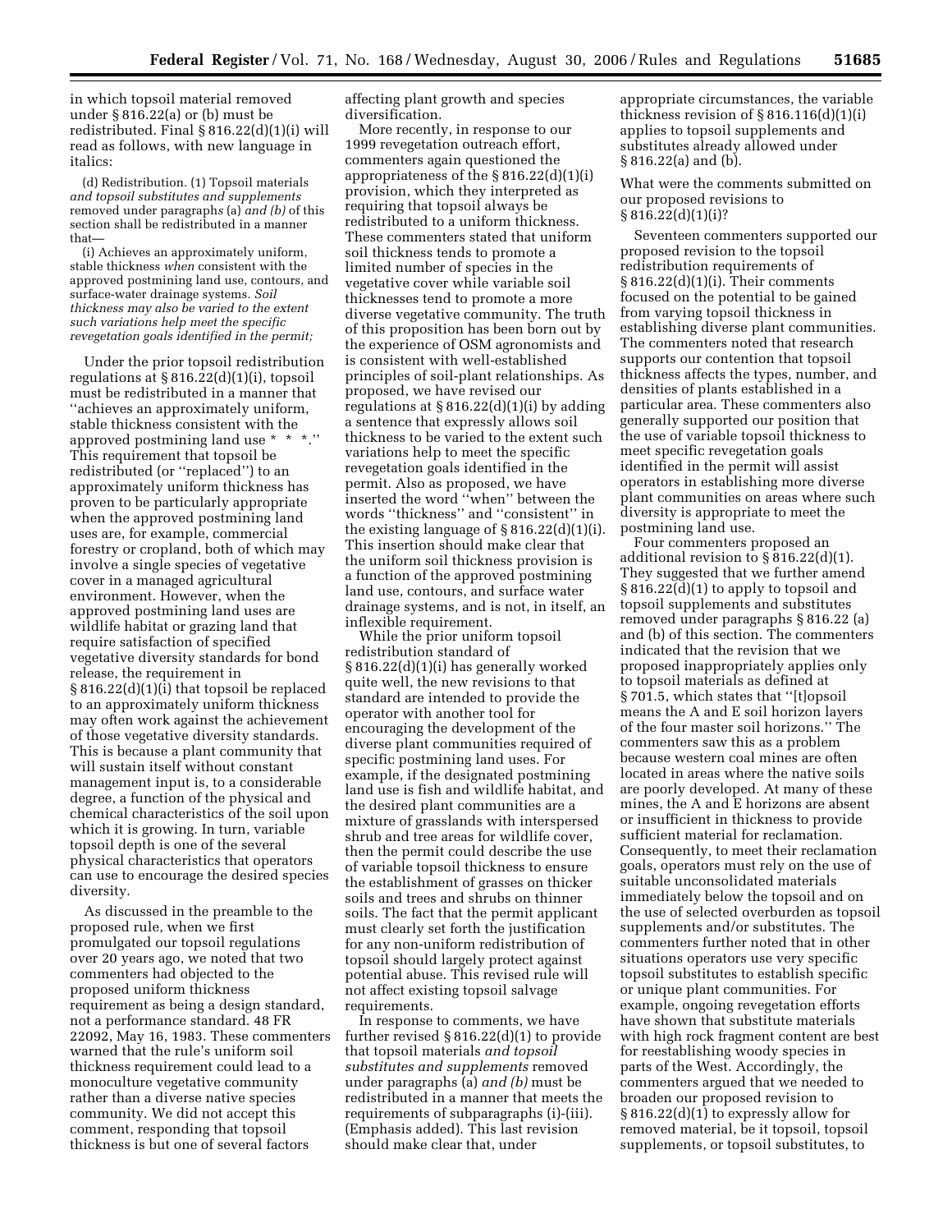in which topsoil material removed under § 816.22(a) or (b) must be redistributed. Final § 816.22(d)(1)(i) will read as follows, with new language in italics:

> (d) Redistribution. (1) Topsoil materials *and topsoil substitutes and supplements* removed under paragraphs (a) *and (b)* of this section shall be redistributed in a manner that—
>
> (i) Achieves an approximately uniform, stable thickness *when* consistent with the approved postmining land use, contours, and surface-water drainage systems. *Soil thickness may also be varied to the extent such variations help meet the specific revegetation goals identified in the permit;*

Under the prior topsoil redistribution regulations at § 816.22(d)(1)(i), topsoil must be redistributed in a manner that ''achieves an approximately uniform, stable thickness consistent with the approved postmining land use * * *.'' This requirement that topsoil be redistributed (or ''replaced'') to an approximately uniform thickness has proven to be particularly appropriate when the approved postmining land uses are, for example, commercial forestry or cropland, both of which may involve a single species of vegetative cover in a managed agricultural environment. However, when the approved postmining land uses are wildlife habitat or grazing land that require satisfaction of specified vegetative diversity standards for bond release, the requirement in § 816.22(d)(1)(i) that topsoil be replaced to an approximately uniform thickness may often work against the achievement of those vegetative diversity standards. This is because a plant community that will sustain itself without constant management input is, to a considerable degree, a function of the physical and chemical characteristics of the soil upon which it is growing. In turn, variable topsoil depth is one of the several physical characteristics that operators can use to encourage the desired species diversity.

As discussed in the preamble to the proposed rule, when we first promulgated our topsoil regulations over 20 years ago, we noted that two commenters had objected to the proposed uniform thickness requirement as being a design standard, not a performance standard. 48 FR 22092, May 16, 1983. These commenters warned that the rule's uniform soil thickness requirement could lead to a monoculture vegetative community rather than a diverse native species community. We did not accept this comment, responding that topsoil thickness is but one of several factors affecting plant growth and species diversification.

More recently, in response to our 1999 revegetation outreach effort, commenters again questioned the appropriateness of the § 816.22(d)(1)(i) provision, which they interpreted as requiring that topsoil always be redistributed to a uniform thickness. These commenters stated that uniform soil thickness tends to promote a limited number of species in the vegetative cover while variable soil thicknesses tend to promote a more diverse vegetative community. The truth of this proposition has been born out by the experience of OSM agronomists and is consistent with well-established principles of soil-plant relationships. As proposed, we have revised our regulations at § 816.22(d)(1)(i) by adding a sentence that expressly allows soil thickness to be varied to the extent such variations help to meet the specific revegetation goals identified in the permit. Also as proposed, we have inserted the word ''when'' between the words ''thickness'' and ''consistent'' in the existing language of § 816.22(d)(1)(i). This insertion should make clear that the uniform soil thickness provision is a function of the approved postmining land use, contours, and surface water drainage systems, and is not, in itself, an inflexible requirement.

While the prior uniform topsoil redistribution standard of § 816.22(d)(1)(i) has generally worked quite well, the new revisions to that standard are intended to provide the operator with another tool for encouraging the development of the diverse plant communities required of specific postmining land uses. For example, if the designated postmining land use is fish and wildlife habitat, and the desired plant communities are a mixture of grasslands with interspersed shrub and tree areas for wildlife cover, then the permit could describe the use of variable topsoil thickness to ensure the establishment of grasses on thicker soils and trees and shrubs on thinner soils. The fact that the permit applicant must clearly set forth the justification for any non-uniform redistribution of topsoil should largely protect against potential abuse. This revised rule will not affect existing topsoil salvage requirements.

In response to comments, we have further revised § 816.22(d)(1) to provide that topsoil materials *and topsoil substitutes and supplements* removed under paragraphs (a) *and (b)* must be redistributed in a manner that meets the requirements of subparagraphs (i)-(iii). (Emphasis added). This last revision should make clear that, under appropriate circumstances, the variable thickness revision of § 816.116(d)(1)(i) applies to topsoil supplements and substitutes already allowed under § 816.22(a) and (b).

### What were the comments submitted on our proposed revisions to § 816.22(d)(1)(i)?

Seventeen commenters supported our proposed revision to the topsoil redistribution requirements of § 816.22(d)(1)(i). Their comments focused on the potential to be gained from varying topsoil thickness in establishing diverse plant communities. The commenters noted that research supports our contention that topsoil thickness affects the types, number, and densities of plants established in a particular area. These commenters also generally supported our position that the use of variable topsoil thickness to meet specific revegetation goals identified in the permit will assist operators in establishing more diverse plant communities on areas where such diversity is appropriate to meet the postmining land use.

Four commenters proposed an additional revision to § 816.22(d)(1). They suggested that we further amend § 816.22(d)(1) to apply to topsoil and topsoil supplements and substitutes removed under paragraphs § 816.22 (a) and (b) of this section. The commenters indicated that the revision that we proposed inappropriately applies only to topsoil materials as defined at § 701.5, which states that ''[t]opsoil means the A and E soil horizon layers of the four master soil horizons.'' The commenters saw this as a problem because western coal mines are often located in areas where the native soils are poorly developed. At many of these mines, the A and E horizons are absent or insufficient in thickness to provide sufficient material for reclamation. Consequently, to meet their reclamation goals, operators must rely on the use of suitable unconsolidated materials immediately below the topsoil and on the use of selected overburden as topsoil supplements and/or substitutes. The commenters further noted that in other situations operators use very specific topsoil substitutes to establish specific or unique plant communities. For example, ongoing revegetation efforts have shown that substitute materials with high rock fragment content are best for reestablishing woody species in parts of the West. Accordingly, the commenters argued that we needed to broaden our proposed revision to § 816.22(d)(1) to expressly allow for removed material, be it topsoil, topsoil supplements, or topsoil substitutes, to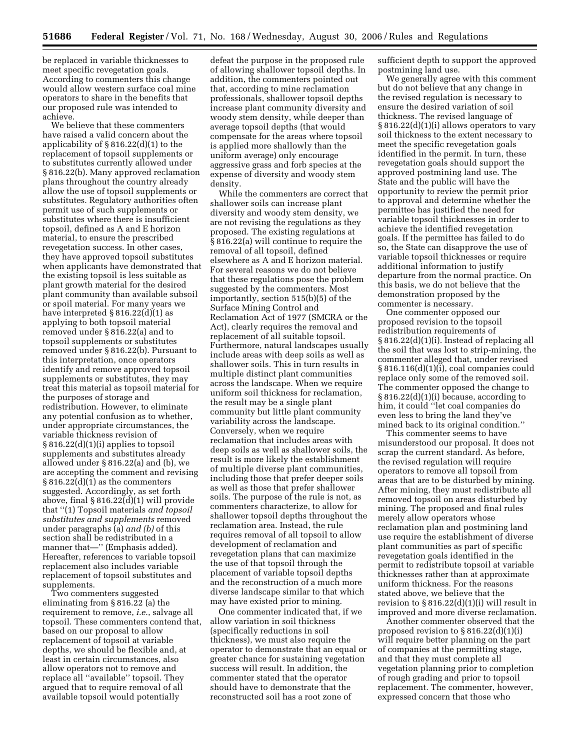be replaced in variable thicknesses to meet specific revegetation goals. According to commenters this change would allow western surface coal mine operators to share in the benefits that our proposed rule was intended to achieve.

We believe that these commenters have raised a valid concern about the applicability of § 816.22(d)(1) to the replacement of topsoil supplements or to substitutes currently allowed under § 816.22(b). Many approved reclamation plans throughout the country already allow the use of topsoil supplements or substitutes. Regulatory authorities often permit use of such supplements or substitutes where there is insufficient topsoil, defined as A and E horizon material, to ensure the prescribed revegetation success. In other cases, they have approved topsoil substitutes when applicants have demonstrated that the existing topsoil is less suitable as plant growth material for the desired plant community than available subsoil or spoil material. For many years we have interpreted § 816.22(d)(1) as applying to both topsoil material removed under § 816.22(a) and to topsoil supplements or substitutes removed under § 816.22(b). Pursuant to this interpretation, once operators identify and remove approved topsoil supplements or substitutes, they may treat this material as topsoil material for the purposes of storage and redistribution. However, to eliminate any potential confusion as to whether, under appropriate circumstances, the variable thickness revision of § 816.22(d)(1)(i) applies to topsoil supplements and substitutes already allowed under § 816.22(a) and (b), we are accepting the comment and revising § 816.22(d)(1) as the commenters suggested. Accordingly, as set forth above, final § 816.22(d)(1) will provide that ''(1) Topsoil materials *and topsoil substitutes and supplements* removed under paragraph*s* (a) *and (b)* of this section shall be redistributed in a manner that—'' (Emphasis added). Hereafter, references to variable topsoil replacement also includes variable replacement of topsoil substitutes and supplements.

Two commenters suggested eliminating from § 816.22 (a) the requirement to remove, *i.e.*, salvage all topsoil. These commenters contend that, based on our proposal to allow replacement of topsoil at variable depths, we should be flexible and, at least in certain circumstances, also allow operators not to remove and replace all ''available'' topsoil. They argued that to require removal of all available topsoil would potentially defeat the purpose in the proposed rule of allowing shallower topsoil depths. In addition, the commenters pointed out that, according to mine reclamation professionals, shallower topsoil depths increase plant community diversity and woody stem density, while deeper than average topsoil depths (that would compensate for the areas where topsoil is applied more shallowly than the uniform average) only encourage aggressive grass and forb species at the expense of diversity and woody stem density.

While the commenters are correct that shallower soils can increase plant diversity and woody stem density, we are not revising the regulations as they proposed. The existing regulations at § 816.22(a) will continue to require the removal of all topsoil, defined elsewhere as A and E horizon material. For several reasons we do not believe that these regulations pose the problem suggested by the commenters. Most importantly, section 515(b)(5) of the Surface Mining Control and Reclamation Act of 1977 (SMCRA or the Act), clearly requires the removal and replacement of all suitable topsoil. Furthermore, natural landscapes usually include areas with deep soils as well as shallower soils. This in turn results in multiple distinct plant communities across the landscape. When we require uniform soil thickness for reclamation, the result may be a single plant community but little plant community variability across the landscape. Conversely, when we require reclamation that includes areas with deep soils as well as shallower soils, the result is more likely the establishment of multiple diverse plant communities, including those that prefer deeper soils as well as those that prefer shallower soils. The purpose of the rule is not, as commenters characterize, to allow for shallower topsoil depths throughout the reclamation area. Instead, the rule requires removal of all topsoil to allow development of reclamation and revegetation plans that can maximize the use of that topsoil through the placement of variable topsoil depths and the reconstruction of a much more diverse landscape similar to that which may have existed prior to mining.

One commenter indicated that, if we allow variation in soil thickness (specifically reductions in soil thickness), we must also require the operator to demonstrate that an equal or greater chance for sustaining vegetation success will result. In addition, the commenter stated that the operator should have to demonstrate that the reconstructed soil has a root zone of sufficient depth to support the approved postmining land use.

We generally agree with this comment but do not believe that any change in the revised regulation is necessary to ensure the desired variation of soil thickness. The revised language of § 816.22(d)(1)(i) allows operators to vary soil thickness to the extent necessary to meet the specific revegetation goals identified in the permit. In turn, these revegetation goals should support the approved postmining land use. The State and the public will have the opportunity to review the permit prior to approval and determine whether the permittee has justified the need for variable topsoil thicknesses in order to achieve the identified revegetation goals. If the permittee has failed to do so, the State can disapprove the use of variable topsoil thicknesses or require additional information to justify departure from the normal practice. On this basis, we do not believe that the demonstration proposed by the commenter is necessary.

One commenter opposed our proposed revision to the topsoil redistribution requirements of § 816.22(d)(1)(i). Instead of replacing all the soil that was lost to strip-mining, the commenter alleged that, under revised § 816.116(d)(1)(i), coal companies could replace only some of the removed soil. The commenter opposed the change to § 816.22(d)(1)(i) because, according to him, it could ''let coal companies do even less to bring the land they've mined back to its original condition.''

This commenter seems to have misunderstood our proposal. It does not scrap the current standard. As before, the revised regulation will require operators to remove all topsoil from areas that are to be disturbed by mining. After mining, they must redistribute all removed topsoil on areas disturbed by mining. The proposed and final rules merely allow operators whose reclamation plan and postmining land use require the establishment of diverse plant communities as part of specific revegetation goals identified in the permit to redistribute topsoil at variable thicknesses rather than at approximate uniform thickness. For the reasons stated above, we believe that the revision to § 816.22(d)(1)(i) will result in improved and more diverse reclamation.

Another commenter observed that the proposed revision to § 816.22(d)(1)(i) will require better planning on the part of companies at the permitting stage, and that they must complete all vegetation planning prior to completion of rough grading and prior to topsoil replacement. The commenter, however, expressed concern that those who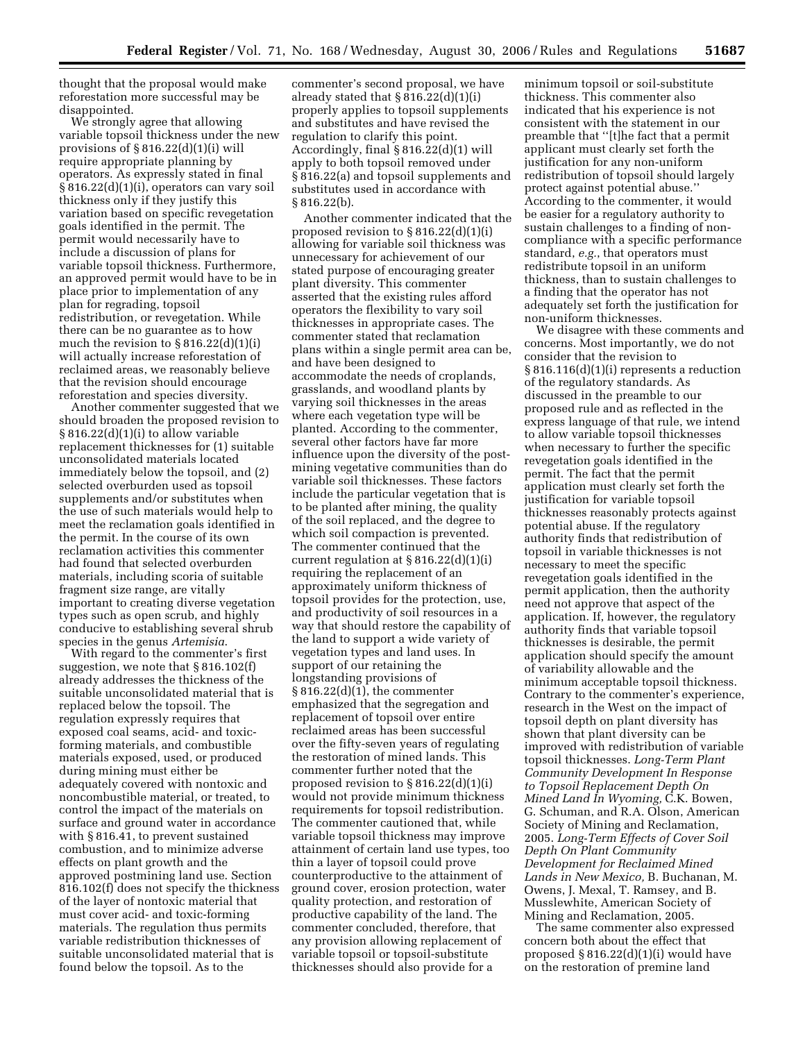thought that the proposal would make reforestation more successful may be disappointed.

We strongly agree that allowing variable topsoil thickness under the new provisions of § 816.22(d)(1)(i) will require appropriate planning by operators. As expressly stated in final § 816.22(d)(1)(i), operators can vary soil thickness only if they justify this variation based on specific revegetation goals identified in the permit. The permit would necessarily have to include a discussion of plans for variable topsoil thickness. Furthermore, an approved permit would have to be in place prior to implementation of any plan for regrading, topsoil redistribution, or revegetation. While there can be no guarantee as to how much the revision to § 816.22(d)(1)(i) will actually increase reforestation of reclaimed areas, we reasonably believe that the revision should encourage reforestation and species diversity.

Another commenter suggested that we should broaden the proposed revision to § 816.22(d)(1)(i) to allow variable replacement thicknesses for (1) suitable unconsolidated materials located immediately below the topsoil, and (2) selected overburden used as topsoil supplements and/or substitutes when the use of such materials would help to meet the reclamation goals identified in the permit. In the course of its own reclamation activities this commenter had found that selected overburden materials, including scoria of suitable fragment size range, are vitally important to creating diverse vegetation types such as open scrub, and highly conducive to establishing several shrub species in the genus *Artemisia*.

With regard to the commenter's first suggestion, we note that § 816.102(f) already addresses the thickness of the suitable unconsolidated material that is replaced below the topsoil. The regulation expressly requires that exposed coal seams, acid- and toxic-forming materials, and combustible materials exposed, used, or produced during mining must either be adequately covered with nontoxic and noncombustible material, or treated, to control the impact of the materials on surface and ground water in accordance with § 816.41, to prevent sustained combustion, and to minimize adverse effects on plant growth and the approved postmining land use. Section 816.102(f) does not specify the thickness of the layer of nontoxic material that must cover acid- and toxic-forming materials. The regulation thus permits variable redistribution thicknesses of suitable unconsolidated material that is found below the topsoil. As to the commenter's second proposal, we have already stated that § 816.22(d)(1)(i) properly applies to topsoil supplements and substitutes and have revised the regulation to clarify this point. Accordingly, final § 816.22(d)(1) will apply to both topsoil removed under § 816.22(a) and topsoil supplements and substitutes used in accordance with § 816.22(b).

Another commenter indicated that the proposed revision to § 816.22(d)(1)(i) allowing for variable soil thickness was unnecessary for achievement of our stated purpose of encouraging greater plant diversity. This commenter asserted that the existing rules afford operators the flexibility to vary soil thicknesses in appropriate cases. The commenter stated that reclamation plans within a single permit area can be, and have been designed to accommodate the needs of croplands, grasslands, and woodland plants by varying soil thicknesses in the areas where each vegetation type will be planted. According to the commenter, several other factors have far more influence upon the diversity of the post-mining vegetative communities than do variable soil thicknesses. These factors include the particular vegetation that is to be planted after mining, the quality of the soil replaced, and the degree to which soil compaction is prevented. The commenter continued that the current regulation at § 816.22(d)(1)(i) requiring the replacement of an approximately uniform thickness of topsoil provides for the protection, use, and productivity of soil resources in a way that should restore the capability of the land to support a wide variety of vegetation types and land uses. In support of our retaining the longstanding provisions of § 816.22(d)(1), the commenter emphasized that the segregation and replacement of topsoil over entire reclaimed areas has been successful over the fifty-seven years of regulating the restoration of mined lands. This commenter further noted that the proposed revision to § 816.22(d)(1)(i) would not provide minimum thickness requirements for topsoil redistribution. The commenter cautioned that, while variable topsoil thickness may improve attainment of certain land use types, too thin a layer of topsoil could prove counterproductive to the attainment of ground cover, erosion protection, water quality protection, and restoration of productive capability of the land. The commenter concluded, therefore, that any provision allowing replacement of variable topsoil or topsoil-substitute thicknesses should also provide for a minimum topsoil or soil-substitute thickness. This commenter also indicated that his experience is not consistent with the statement in our preamble that ''[t]he fact that a permit applicant must clearly set forth the justification for any non-uniform redistribution of topsoil should largely protect against potential abuse.'' According to the commenter, it would be easier for a regulatory authority to sustain challenges to a finding of non-compliance with a specific performance standard, *e.g.*, that operators must redistribute topsoil in an uniform thickness, than to sustain challenges to a finding that the operator has not adequately set forth the justification for non-uniform thicknesses.

We disagree with these comments and concerns. Most importantly, we do not consider that the revision to § 816.116(d)(1)(i) represents a reduction of the regulatory standards. As discussed in the preamble to our proposed rule and as reflected in the express language of that rule, we intend to allow variable topsoil thicknesses when necessary to further the specific revegetation goals identified in the permit. The fact that the permit application must clearly set forth the justification for variable topsoil thicknesses reasonably protects against potential abuse. If the regulatory authority finds that redistribution of topsoil in variable thicknesses is not necessary to meet the specific revegetation goals identified in the permit application, then the authority need not approve that aspect of the application. If, however, the regulatory authority finds that variable topsoil thicknesses is desirable, the permit application should specify the amount of variability allowable and the minimum acceptable topsoil thickness. Contrary to the commenter's experience, research in the West on the impact of topsoil depth on plant diversity has shown that plant diversity can be improved with redistribution of variable topsoil thicknesses. *Long-Term Plant Community Development In Response to Topsoil Replacement Depth On Mined Land In Wyoming,* C.K. Bowen, G. Schuman, and R.A. Olson, American Society of Mining and Reclamation, 2005. *Long-Term Effects of Cover Soil Depth On Plant Community Development for Reclaimed Mined Lands in New Mexico,* B. Buchanan, M. Owens, J. Mexal, T. Ramsey, and B. Musslewhite, American Society of Mining and Reclamation, 2005.

The same commenter also expressed concern both about the effect that proposed § 816.22(d)(1)(i) would have on the restoration of premine land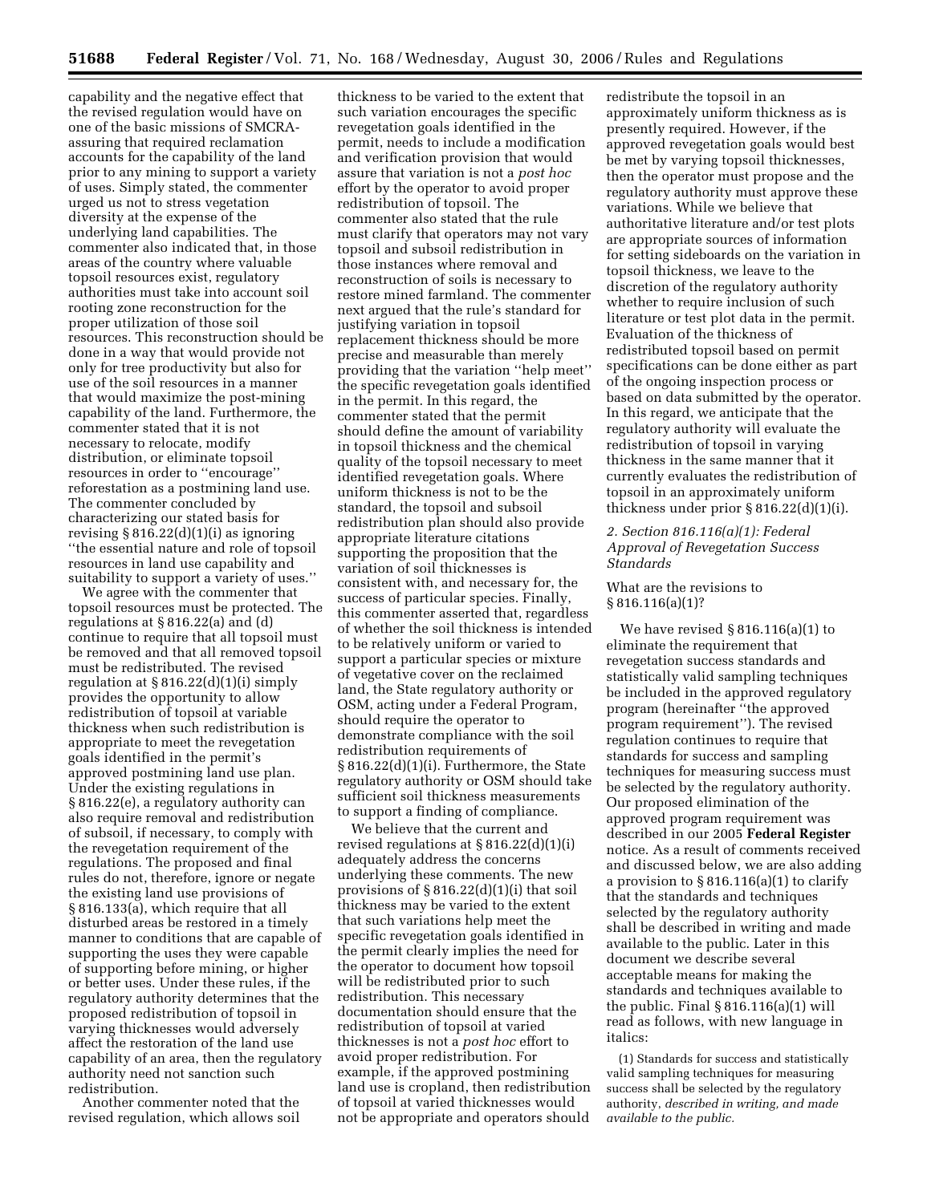capability and the negative effect that the revised regulation would have on one of the basic missions of SMCRA-assuring that required reclamation accounts for the capability of the land prior to any mining to support a variety of uses. Simply stated, the commenter urged us not to stress vegetation diversity at the expense of the underlying land capabilities. The commenter also indicated that, in those areas of the country where valuable topsoil resources exist, regulatory authorities must take into account soil rooting zone reconstruction for the proper utilization of those soil resources. This reconstruction should be done in a way that would provide not only for tree productivity but also for use of the soil resources in a manner that would maximize the post-mining capability of the land. Furthermore, the commenter stated that it is not necessary to relocate, modify distribution, or eliminate topsoil resources in order to ''encourage'' reforestation as a postmining land use. The commenter concluded by characterizing our stated basis for revising § 816.22(d)(1)(i) as ignoring ''the essential nature and role of topsoil resources in land use capability and suitability to support a variety of uses.''

We agree with the commenter that topsoil resources must be protected. The regulations at § 816.22(a) and (d) continue to require that all topsoil must be removed and that all removed topsoil must be redistributed. The revised regulation at § 816.22(d)(1)(i) simply provides the opportunity to allow redistribution of topsoil at variable thickness when such redistribution is appropriate to meet the revegetation goals identified in the permit's approved postmining land use plan. Under the existing regulations in § 816.22(e), a regulatory authority can also require removal and redistribution of subsoil, if necessary, to comply with the revegetation requirement of the regulations. The proposed and final rules do not, therefore, ignore or negate the existing land use provisions of § 816.133(a), which require that all disturbed areas be restored in a timely manner to conditions that are capable of supporting the uses they were capable of supporting before mining, or higher or better uses. Under these rules, if the regulatory authority determines that the proposed redistribution of topsoil in varying thicknesses would adversely affect the restoration of the land use capability of an area, then the regulatory authority need not sanction such redistribution.

Another commenter noted that the revised regulation, which allows soil thickness to be varied to the extent that such variation encourages the specific revegetation goals identified in the permit, needs to include a modification and verification provision that would assure that variation is not a *post hoc* effort by the operator to avoid proper redistribution of topsoil. The commenter also stated that the rule must clarify that operators may not vary topsoil and subsoil redistribution in those instances where removal and reconstruction of soils is necessary to restore mined farmland. The commenter next argued that the rule's standard for justifying variation in topsoil replacement thickness should be more precise and measurable than merely providing that the variation ''help meet'' the specific revegetation goals identified in the permit. In this regard, the commenter stated that the permit should define the amount of variability in topsoil thickness and the chemical quality of the topsoil necessary to meet identified revegetation goals. Where uniform thickness is not to be the standard, the topsoil and subsoil redistribution plan should also provide appropriate literature citations supporting the proposition that the variation of soil thicknesses is consistent with, and necessary for, the success of particular species. Finally, this commenter asserted that, regardless of whether the soil thickness is intended to be relatively uniform or varied to support a particular species or mixture of vegetative cover on the reclaimed land, the State regulatory authority or OSM, acting under a Federal Program, should require the operator to demonstrate compliance with the soil redistribution requirements of § 816.22(d)(1)(i). Furthermore, the State regulatory authority or OSM should take sufficient soil thickness measurements to support a finding of compliance.

We believe that the current and revised regulations at § 816.22(d)(1)(i) adequately address the concerns underlying these comments. The new provisions of § 816.22(d)(1)(i) that soil thickness may be varied to the extent that such variations help meet the specific revegetation goals identified in the permit clearly implies the need for the operator to document how topsoil will be redistributed prior to such redistribution. This necessary documentation should ensure that the redistribution of topsoil at varied thicknesses is not a *post hoc* effort to avoid proper redistribution. For example, if the approved postmining land use is cropland, then redistribution of topsoil at varied thicknesses would not be appropriate and operators should redistribute the topsoil in an approximately uniform thickness as is presently required. However, if the approved revegetation goals would best be met by varying topsoil thicknesses, then the operator must propose and the regulatory authority must approve these variations. While we believe that authoritative literature and/or test plots are appropriate sources of information for setting sideboards on the variation in topsoil thickness, we leave to the discretion of the regulatory authority whether to require inclusion of such literature or test plot data in the permit. Evaluation of the thickness of redistributed topsoil based on permit specifications can be done either as part of the ongoing inspection process or based on data submitted by the operator. In this regard, we anticipate that the regulatory authority will evaluate the redistribution of topsoil in varying thickness in the same manner that it currently evaluates the redistribution of topsoil in an approximately uniform thickness under prior § 816.22(d)(1)(i).

### *2. Section 816.116(a)(1): Federal Approval of Revegetation Success Standards*

What are the revisions to § 816.116(a)(1)?

We have revised § 816.116(a)(1) to eliminate the requirement that revegetation success standards and statistically valid sampling techniques be included in the approved regulatory program (hereinafter ''the approved program requirement''). The revised regulation continues to require that standards for success and sampling techniques for measuring success must be selected by the regulatory authority. Our proposed elimination of the approved program requirement was described in our 2005 **Federal Register** notice. As a result of comments received and discussed below, we are also adding a provision to § 816.116(a)(1) to clarify that the standards and techniques selected by the regulatory authority shall be described in writing and made available to the public. Later in this document we describe several acceptable means for making the standards and techniques available to the public. Final § 816.116(a)(1) will read as follows, with new language in italics:

(1) Standards for success and statistically valid sampling techniques for measuring success shall be selected by the regulatory authority, *described in writing, and made available to the public.*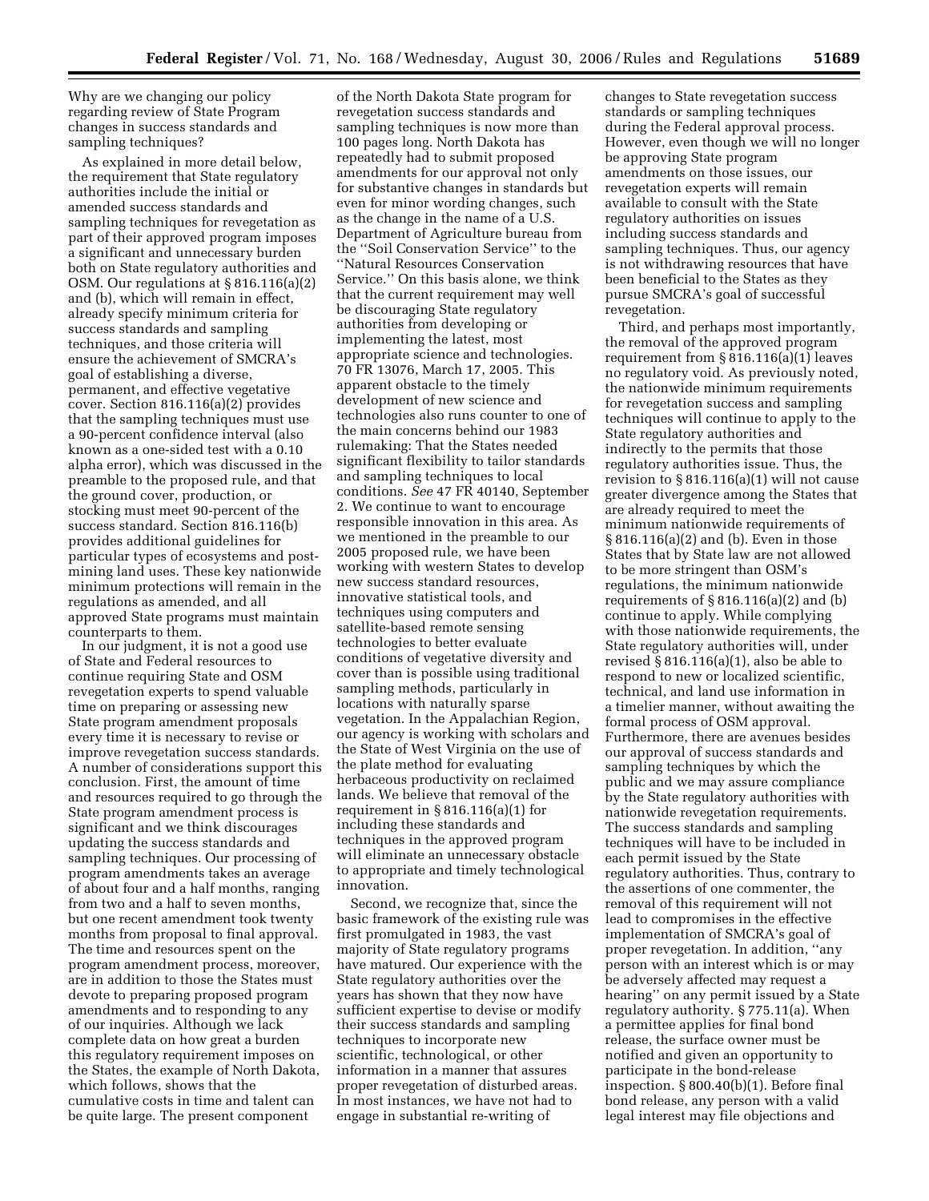Why are we changing our policy regarding review of State Program changes in success standards and sampling techniques?

As explained in more detail below, the requirement that State regulatory authorities include the initial or amended success standards and sampling techniques for revegetation as part of their approved program imposes a significant and unnecessary burden both on State regulatory authorities and OSM. Our regulations at § 816.116(a)(2) and (b), which will remain in effect, already specify minimum criteria for success standards and sampling techniques, and those criteria will ensure the achievement of SMCRA's goal of establishing a diverse, permanent, and effective vegetative cover. Section 816.116(a)(2) provides that the sampling techniques must use a 90-percent confidence interval (also known as a one-sided test with a 0.10 alpha error), which was discussed in the preamble to the proposed rule, and that the ground cover, production, or stocking must meet 90-percent of the success standard. Section 816.116(b) provides additional guidelines for particular types of ecosystems and post-mining land uses. These key nationwide minimum protections will remain in the regulations as amended, and all approved State programs must maintain counterparts to them.

In our judgment, it is not a good use of State and Federal resources to continue requiring State and OSM revegetation experts to spend valuable time on preparing or assessing new State program amendment proposals every time it is necessary to revise or improve revegetation success standards. A number of considerations support this conclusion. First, the amount of time and resources required to go through the State program amendment process is significant and we think discourages updating the success standards and sampling techniques. Our processing of program amendments takes an average of about four and a half months, ranging from two and a half to seven months, but one recent amendment took twenty months from proposal to final approval. The time and resources spent on the program amendment process, moreover, are in addition to those the States must devote to preparing proposed program amendments and to responding to any of our inquiries. Although we lack complete data on how great a burden this regulatory requirement imposes on the States, the example of North Dakota, which follows, shows that the cumulative costs in time and talent can be quite large. The present component of the North Dakota State program for revegetation success standards and sampling techniques is now more than 100 pages long. North Dakota has repeatedly had to submit proposed amendments for our approval not only for substantive changes in standards but even for minor wording changes, such as the change in the name of a U.S. Department of Agriculture bureau from the "Soil Conservation Service" to the "Natural Resources Conservation Service." On this basis alone, we think that the current requirement may well be discouraging State regulatory authorities from developing or implementing the latest, most appropriate science and technologies. 70 FR 13076, March 17, 2005. This apparent obstacle to the timely development of new science and technologies also runs counter to one of the main concerns behind our 1983 rulemaking: That the States needed significant flexibility to tailor standards and sampling techniques to local conditions. *See* 47 FR 40140, September 2. We continue to want to encourage responsible innovation in this area. As we mentioned in the preamble to our 2005 proposed rule, we have been working with western States to develop new success standard resources, innovative statistical tools, and techniques using computers and satellite-based remote sensing technologies to better evaluate conditions of vegetative diversity and cover than is possible using traditional sampling methods, particularly in locations with naturally sparse vegetation. In the Appalachian Region, our agency is working with scholars and the State of West Virginia on the use of the plate method for evaluating herbaceous productivity on reclaimed lands. We believe that removal of the requirement in § 816.116(a)(1) for including these standards and techniques in the approved program will eliminate an unnecessary obstacle to appropriate and timely technological innovation.

Second, we recognize that, since the basic framework of the existing rule was first promulgated in 1983, the vast majority of State regulatory programs have matured. Our experience with the State regulatory authorities over the years has shown that they now have sufficient expertise to devise or modify their success standards and sampling techniques to incorporate new scientific, technological, or other information in a manner that assures proper revegetation of disturbed areas. In most instances, we have not had to engage in substantial re-writing of changes to State revegetation success standards or sampling techniques during the Federal approval process. However, even though we will no longer be approving State program amendments on those issues, our revegetation experts will remain available to consult with the State regulatory authorities on issues including success standards and sampling techniques. Thus, our agency is not withdrawing resources that have been beneficial to the States as they pursue SMCRA's goal of successful revegetation.

Third, and perhaps most importantly, the removal of the approved program requirement from § 816.116(a)(1) leaves no regulatory void. As previously noted, the nationwide minimum requirements for revegetation success and sampling techniques will continue to apply to the State regulatory authorities and indirectly to the permits that those regulatory authorities issue. Thus, the revision to § 816.116(a)(1) will not cause greater divergence among the States that are already required to meet the minimum nationwide requirements of § 816.116(a)(2) and (b). Even in those States that by State law are not allowed to be more stringent than OSM's regulations, the minimum nationwide requirements of § 816.116(a)(2) and (b) continue to apply. While complying with those nationwide requirements, the State regulatory authorities will, under revised § 816.116(a)(1), also be able to respond to new or localized scientific, technical, and land use information in a timelier manner, without awaiting the formal process of OSM approval. Furthermore, there are avenues besides our approval of success standards and sampling techniques by which the public and we may assure compliance by the State regulatory authorities with nationwide revegetation requirements. The success standards and sampling techniques will have to be included in each permit issued by the State regulatory authorities. Thus, contrary to the assertions of one commenter, the removal of this requirement will not lead to compromises in the effective implementation of SMCRA's goal of proper revegetation. In addition, "any person with an interest which is or may be adversely affected may request a hearing" on any permit issued by a State regulatory authority. § 775.11(a). When a permittee applies for final bond release, the surface owner must be notified and given an opportunity to participate in the bond-release inspection. § 800.40(b)(1). Before final bond release, any person with a valid legal interest may file objections and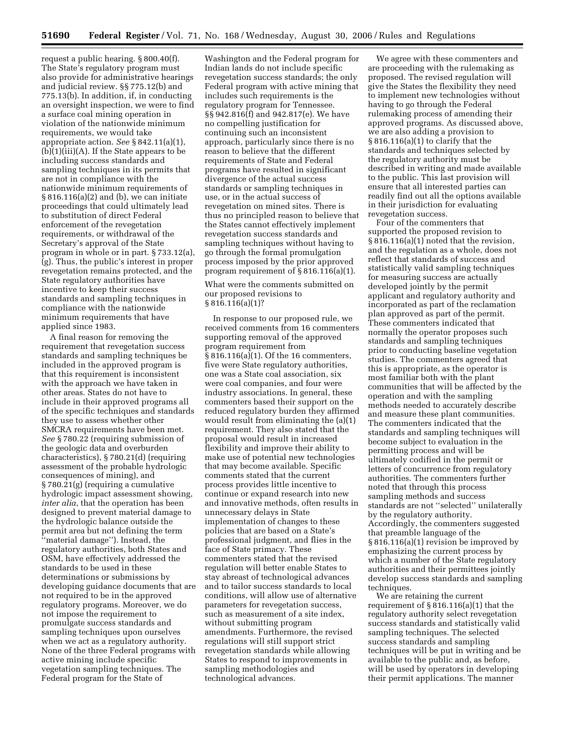request a public hearing. § 800.40(f). The State's regulatory program must also provide for administrative hearings and judicial review. §§ 775.12(b) and 775.13(b). In addition, if, in conducting an oversight inspection, we were to find a surface coal mining operation in violation of the nationwide minimum requirements, we would take appropriate action. *See* § 842.11(a)(1), (b)(1)(iii)(A). If the State appears to be including success standards and sampling techniques in its permits that are not in compliance with the nationwide minimum requirements of § 816.116(a)(2) and (b), we can initiate proceedings that could ultimately lead to substitution of direct Federal enforcement of the revegetation requirements, or withdrawal of the Secretary's approval of the State program in whole or in part. § 733.12(a), (g). Thus, the public's interest in proper revegetation remains protected, and the State regulatory authorities have incentive to keep their success standards and sampling techniques in compliance with the nationwide minimum requirements that have applied since 1983.

A final reason for removing the requirement that revegetation success standards and sampling techniques be included in the approved program is that this requirement is inconsistent with the approach we have taken in other areas. States do not have to include in their approved programs all of the specific techniques and standards they use to assess whether other SMCRA requirements have been met. *See* § 780.22 (requiring submission of the geologic data and overburden characteristics), § 780.21(d) (requiring assessment of the probable hydrologic consequences of mining), and § 780.21(g) (requiring a cumulative hydrologic impact assessment showing, *inter alia*, that the operation has been designed to prevent material damage to the hydrologic balance outside the permit area but not defining the term "material damage"). Instead, the regulatory authorities, both States and OSM, have effectively addressed the standards to be used in these determinations or submissions by developing guidance documents that are not required to be in the approved regulatory programs. Moreover, we do not impose the requirement to promulgate success standards and sampling techniques upon ourselves when we act as a regulatory authority. None of the three Federal programs with active mining include specific vegetation sampling techniques. The Federal program for the State of Washington and the Federal program for Indian lands do not include specific revegetation success standards; the only Federal program with active mining that includes such requirements is the regulatory program for Tennessee. §§ 942.816(f) and 942.817(e). We have no compelling justification for continuing such an inconsistent approach, particularly since there is no reason to believe that the different requirements of State and Federal programs have resulted in significant divergence of the actual success standards or sampling techniques in use, or in the actual success of revegetation on mined sites. There is thus no principled reason to believe that the States cannot effectively implement revegetation success standards and sampling techniques without having to go through the formal promulgation process imposed by the prior approved program requirement of § 816.116(a)(1).

## What were the comments submitted on our proposed revisions to § 816.116(a)(1)?

In response to our proposed rule, we received comments from 16 commenters supporting removal of the approved program requirement from § 816.116(a)(1). Of the 16 commenters, five were State regulatory authorities, one was a State coal association, six were coal companies, and four were industry associations. In general, these commenters based their support on the reduced regulatory burden they affirmed would result from eliminating the (a)(1) requirement. They also stated that the proposal would result in increased flexibility and improve their ability to make use of potential new technologies that may become available. Specific comments stated that the current process provides little incentive to continue or expand research into new and innovative methods, often results in unnecessary delays in State implementation of changes to these policies that are based on a State's professional judgment, and flies in the face of State primacy. These commenters stated that the revised regulation will better enable States to stay abreast of technological advances and to tailor success standards to local conditions, will allow use of alternative parameters for revegetation success, such as measurement of a site index, without submitting program amendments. Furthermore, the revised regulations will still support strict revegetation standards while allowing States to respond to improvements in sampling methodologies and technological advances.

We agree with these commenters and are proceeding with the rulemaking as proposed. The revised regulation will give the States the flexibility they need to implement new technologies without having to go through the Federal rulemaking process of amending their approved programs. As discussed above, we are also adding a provision to § 816.116(a)(1) to clarify that the standards and techniques selected by the regulatory authority must be described in writing and made available to the public. This last provision will ensure that all interested parties can readily find out all the options available in their jurisdiction for evaluating revegetation success.

Four of the commenters that supported the proposed revision to § 816.116(a)(1) noted that the revision, and the regulation as a whole, does not reflect that standards of success and statistically valid sampling techniques for measuring success are actually developed jointly by the permit applicant and regulatory authority and incorporated as part of the reclamation plan approved as part of the permit. These commenters indicated that normally the operator proposes such standards and sampling techniques prior to conducting baseline vegetation studies. The commenters agreed that this is appropriate, as the operator is most familiar both with the plant communities that will be affected by the operation and with the sampling methods needed to accurately describe and measure these plant communities. The commenters indicated that the standards and sampling techniques will become subject to evaluation in the permitting process and will be ultimately codified in the permit or letters of concurrence from regulatory authorities. The commenters further noted that through this process sampling methods and success standards are not "selected" unilaterally by the regulatory authority. Accordingly, the commenters suggested that preamble language of the § 816.116(a)(1) revision be improved by emphasizing the current process by which a number of the State regulatory authorities and their permittees jointly develop success standards and sampling techniques.

We are retaining the current requirement of § 816.116(a)(1) that the regulatory authority select revegetation success standards and statistically valid sampling techniques. The selected success standards and sampling techniques will be put in writing and be available to the public and, as before, will be used by operators in developing their permit applications. The manner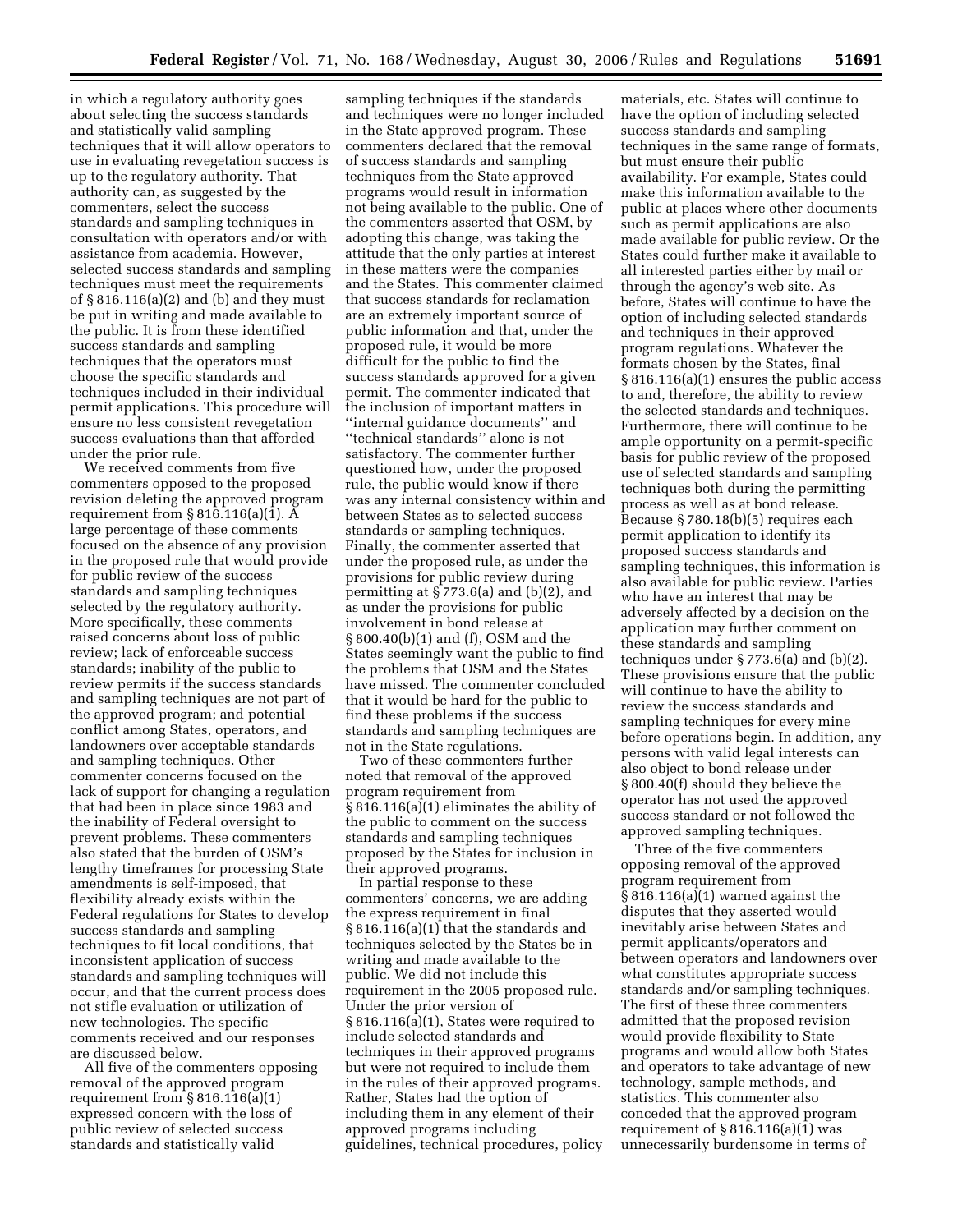in which a regulatory authority goes about selecting the success standards and statistically valid sampling techniques that it will allow operators to use in evaluating revegetation success is up to the regulatory authority. That authority can, as suggested by the commenters, select the success standards and sampling techniques in consultation with operators and/or with assistance from academia. However, selected success standards and sampling techniques must meet the requirements of § 816.116(a)(2) and (b) and they must be put in writing and made available to the public. It is from these identified success standards and sampling techniques that the operators must choose the specific standards and techniques included in their individual permit applications. This procedure will ensure no less consistent revegetation success evaluations than that afforded under the prior rule.

We received comments from five commenters opposed to the proposed revision deleting the approved program requirement from § 816.116(a)(1). A large percentage of these comments focused on the absence of any provision in the proposed rule that would provide for public review of the success standards and sampling techniques selected by the regulatory authority. More specifically, these comments raised concerns about loss of public review; lack of enforceable success standards; inability of the public to review permits if the success standards and sampling techniques are not part of the approved program; and potential conflict among States, operators, and landowners over acceptable standards and sampling techniques. Other commenter concerns focused on the lack of support for changing a regulation that had been in place since 1983 and the inability of Federal oversight to prevent problems. These commenters also stated that the burden of OSM's lengthy timeframes for processing State amendments is self-imposed, that flexibility already exists within the Federal regulations for States to develop success standards and sampling techniques to fit local conditions, that inconsistent application of success standards and sampling techniques will occur, and that the current process does not stifle evaluation or utilization of new technologies. The specific comments received and our responses are discussed below.

All five of the commenters opposing removal of the approved program requirement from § 816.116(a)(1) expressed concern with the loss of public review of selected success standards and statistically valid sampling techniques if the standards and techniques were no longer included in the State approved program. These commenters declared that the removal of success standards and sampling techniques from the State approved programs would result in information not being available to the public. One of the commenters asserted that OSM, by adopting this change, was taking the attitude that the only parties at interest in these matters were the companies and the States. This commenter claimed that success standards for reclamation are an extremely important source of public information and that, under the proposed rule, it would be more difficult for the public to find the success standards approved for a given permit. The commenter indicated that the inclusion of important matters in "internal guidance documents" and "technical standards" alone is not satisfactory. The commenter further questioned how, under the proposed rule, the public would know if there was any internal consistency within and between States as to selected success standards or sampling techniques. Finally, the commenter asserted that under the proposed rule, as under the provisions for public review during permitting at § 773.6(a) and (b)(2), and as under the provisions for public involvement in bond release at § 800.40(b)(1) and (f), OSM and the States seemingly want the public to find the problems that OSM and the States have missed. The commenter concluded that it would be hard for the public to find these problems if the success standards and sampling techniques are not in the State regulations.

Two of these commenters further noted that removal of the approved program requirement from § 816.116(a)(1) eliminates the ability of the public to comment on the success standards and sampling techniques proposed by the States for inclusion in their approved programs.

In partial response to these commenters' concerns, we are adding the express requirement in final § 816.116(a)(1) that the standards and techniques selected by the States be in writing and made available to the public. We did not include this requirement in the 2005 proposed rule. Under the prior version of § 816.116(a)(1), States were required to include selected standards and techniques in their approved programs but were not required to include them in the rules of their approved programs. Rather, States had the option of including them in any element of their approved programs including guidelines, technical procedures, policy materials, etc. States will continue to have the option of including selected success standards and sampling techniques in the same range of formats, but must ensure their public availability. For example, States could make this information available to the public at places where other documents such as permit applications are also made available for public review. Or the States could further make it available to all interested parties either by mail or through the agency's web site. As before, States will continue to have the option of including selected standards and techniques in their approved program regulations. Whatever the formats chosen by the States, final § 816.116(a)(1) ensures the public access to and, therefore, the ability to review the selected standards and techniques. Furthermore, there will continue to be ample opportunity on a permit-specific basis for public review of the proposed use of selected standards and sampling techniques both during the permitting process as well as at bond release. Because § 780.18(b)(5) requires each permit application to identify its proposed success standards and sampling techniques, this information is also available for public review. Parties who have an interest that may be adversely affected by a decision on the application may further comment on these standards and sampling techniques under § 773.6(a) and (b)(2). These provisions ensure that the public will continue to have the ability to review the success standards and sampling techniques for every mine before operations begin. In addition, any persons with valid legal interests can also object to bond release under § 800.40(f) should they believe the operator has not used the approved success standard or not followed the approved sampling techniques.

Three of the five commenters opposing removal of the approved program requirement from § 816.116(a)(1) warned against the disputes that they asserted would inevitably arise between States and permit applicants/operators and between operators and landowners over what constitutes appropriate success standards and/or sampling techniques. The first of these three commenters admitted that the proposed revision would provide flexibility to State programs and would allow both States and operators to take advantage of new technology, sample methods, and statistics. This commenter also conceded that the approved program requirement of § 816.116(a)(1) was unnecessarily burdensome in terms of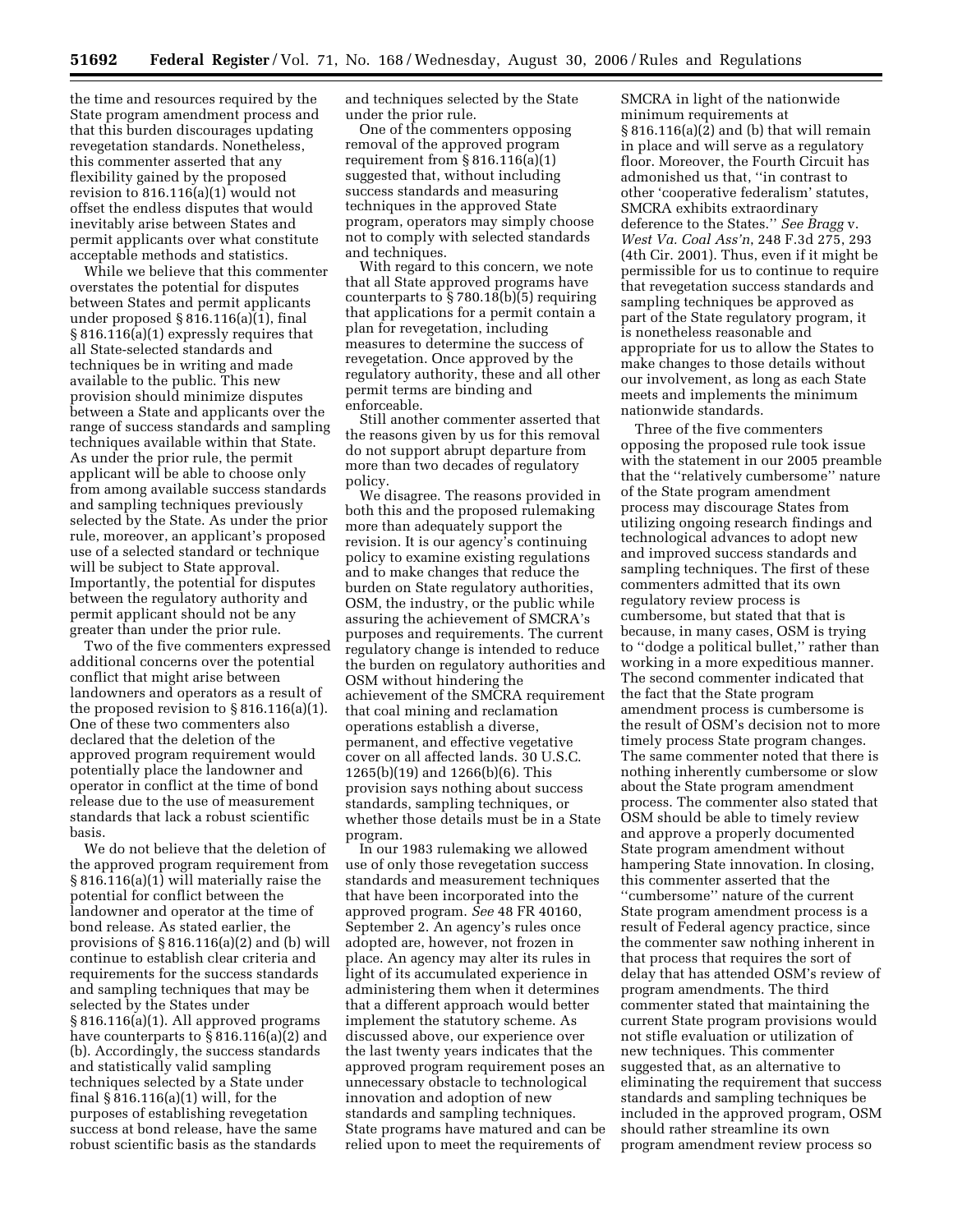the time and resources required by the State program amendment process and that this burden discourages updating revegetation standards. Nonetheless, this commenter asserted that any flexibility gained by the proposed revision to 816.116(a)(1) would not offset the endless disputes that would inevitably arise between States and permit applicants over what constitute acceptable methods and statistics.

While we believe that this commenter overstates the potential for disputes between States and permit applicants under proposed § 816.116(a)(1), final § 816.116(a)(1) expressly requires that all State-selected standards and techniques be in writing and made available to the public. This new provision should minimize disputes between a State and applicants over the range of success standards and sampling techniques available within that State. As under the prior rule, the permit applicant will be able to choose only from among available success standards and sampling techniques previously selected by the State. As under the prior rule, moreover, an applicant's proposed use of a selected standard or technique will be subject to State approval. Importantly, the potential for disputes between the regulatory authority and permit applicant should not be any greater than under the prior rule.

Two of the five commenters expressed additional concerns over the potential conflict that might arise between landowners and operators as a result of the proposed revision to § 816.116(a)(1). One of these two commenters also declared that the deletion of the approved program requirement would potentially place the landowner and operator in conflict at the time of bond release due to the use of measurement standards that lack a robust scientific basis.

We do not believe that the deletion of the approved program requirement from § 816.116(a)(1) will materially raise the potential for conflict between the landowner and operator at the time of bond release. As stated earlier, the provisions of § 816.116(a)(2) and (b) will continue to establish clear criteria and requirements for the success standards and sampling techniques that may be selected by the States under § 816.116(a)(1). All approved programs have counterparts to § 816.116(a)(2) and (b). Accordingly, the success standards and statistically valid sampling techniques selected by a State under final § 816.116(a)(1) will, for the purposes of establishing revegetation success at bond release, have the same robust scientific basis as the standards and techniques selected by the State under the prior rule.

One of the commenters opposing removal of the approved program requirement from § 816.116(a)(1) suggested that, without including success standards and measuring techniques in the approved State program, operators may simply choose not to comply with selected standards and techniques.

With regard to this concern, we note that all State approved programs have counterparts to § 780.18(b)(5) requiring that applications for a permit contain a plan for revegetation, including measures to determine the success of revegetation. Once approved by the regulatory authority, these and all other permit terms are binding and enforceable.

Still another commenter asserted that the reasons given by us for this removal do not support abrupt departure from more than two decades of regulatory policy.

We disagree. The reasons provided in both this and the proposed rulemaking more than adequately support the revision. It is our agency's continuing policy to examine existing regulations and to make changes that reduce the burden on State regulatory authorities, OSM, the industry, or the public while assuring the achievement of SMCRA's purposes and requirements. The current regulatory change is intended to reduce the burden on regulatory authorities and OSM without hindering the achievement of the SMCRA requirement that coal mining and reclamation operations establish a diverse, permanent, and effective vegetative cover on all affected lands. 30 U.S.C. 1265(b)(19) and 1266(b)(6). This provision says nothing about success standards, sampling techniques, or whether those details must be in a State program.

In our 1983 rulemaking we allowed use of only those revegetation success standards and measurement techniques that have been incorporated into the approved program. *See* 48 FR 40160, September 2. An agency's rules once adopted are, however, not frozen in place. An agency may alter its rules in light of its accumulated experience in administering them when it determines that a different approach would better implement the statutory scheme. As discussed above, our experience over the last twenty years indicates that the approved program requirement poses an unnecessary obstacle to technological innovation and adoption of new standards and sampling techniques. State programs have matured and can be relied upon to meet the requirements of SMCRA in light of the nationwide minimum requirements at § 816.116(a)(2) and (b) that will remain in place and will serve as a regulatory floor. Moreover, the Fourth Circuit has admonished us that, "in contrast to other 'cooperative federalism' statutes, SMCRA exhibits extraordinary deference to the States." *See Bragg* v. *West Va. Coal Ass'n*, 248 F.3d 275, 293 (4th Cir. 2001). Thus, even if it might be permissible for us to continue to require that revegetation success standards and sampling techniques be approved as part of the State regulatory program, it is nonetheless reasonable and appropriate for us to allow the States to make changes to those details without our involvement, as long as each State meets and implements the minimum nationwide standards.

Three of the five commenters opposing the proposed rule took issue with the statement in our 2005 preamble that the "relatively cumbersome" nature of the State program amendment process may discourage States from utilizing ongoing research findings and technological advances to adopt new and improved success standards and sampling techniques. The first of these commenters admitted that its own regulatory review process is cumbersome, but stated that that is because, in many cases, OSM is trying to "dodge a political bullet," rather than working in a more expeditious manner. The second commenter indicated that the fact that the State program amendment process is cumbersome is the result of OSM's decision not to more timely process State program changes. The same commenter noted that there is nothing inherently cumbersome or slow about the State program amendment process. The commenter also stated that OSM should be able to timely review and approve a properly documented State program amendment without hampering State innovation. In closing, this commenter asserted that the "cumbersome" nature of the current State program amendment process is a result of Federal agency practice, since the commenter saw nothing inherent in that process that requires the sort of delay that has attended OSM's review of program amendments. The third commenter stated that maintaining the current State program provisions would not stifle evaluation or utilization of new techniques. This commenter suggested that, as an alternative to eliminating the requirement that success standards and sampling techniques be included in the approved program, OSM should rather streamline its own program amendment review process so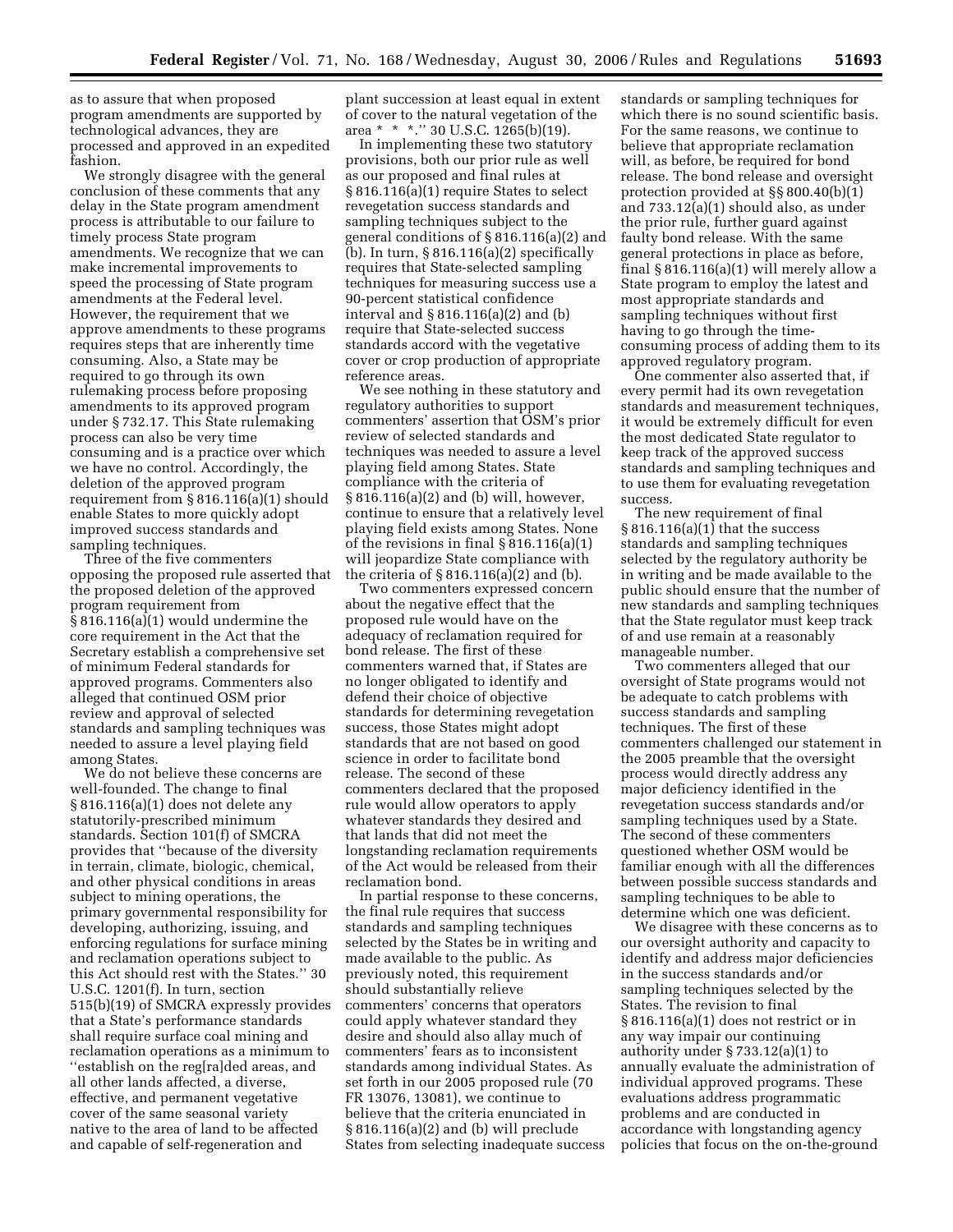as to assure that when proposed program amendments are supported by technological advances, they are processed and approved in an expedited fashion.

We strongly disagree with the general conclusion of these comments that any delay in the State program amendment process is attributable to our failure to timely process State program amendments. We recognize that we can make incremental improvements to speed the processing of State program amendments at the Federal level. However, the requirement that we approve amendments to these programs requires steps that are inherently time consuming. Also, a State may be required to go through its own rulemaking process before proposing amendments to its approved program under § 732.17. This State rulemaking process can also be very time consuming and is a practice over which we have no control. Accordingly, the deletion of the approved program requirement from § 816.116(a)(1) should enable States to more quickly adopt improved success standards and sampling techniques.

Three of the five commenters opposing the proposed rule asserted that the proposed deletion of the approved program requirement from § 816.116(a)(1) would undermine the core requirement in the Act that the Secretary establish a comprehensive set of minimum Federal standards for approved programs. Commenters also alleged that continued OSM prior review and approval of selected standards and sampling techniques was needed to assure a level playing field among States.

We do not believe these concerns are well-founded. The change to final § 816.116(a)(1) does not delete any statutorily-prescribed minimum standards. Section 101(f) of SMCRA provides that "because of the diversity in terrain, climate, biologic, chemical, and other physical conditions in areas subject to mining operations, the primary governmental responsibility for developing, authorizing, issuing, and enforcing regulations for surface mining and reclamation operations subject to this Act should rest with the States." 30 U.S.C. 1201(f). In turn, section 515(b)(19) of SMCRA expressly provides that a State's performance standards shall require surface coal mining and reclamation operations as a minimum to "establish on the reg[ra]ded areas, and all other lands affected, a diverse, effective, and permanent vegetative cover of the same seasonal variety native to the area of land to be affected and capable of self-regeneration and plant succession at least equal in extent of cover to the natural vegetation of the area * * *." 30 U.S.C. 1265(b)(19).

In implementing these two statutory provisions, both our prior rule as well as our proposed and final rules at § 816.116(a)(1) require States to select revegetation success standards and sampling techniques subject to the general conditions of § 816.116(a)(2) and (b). In turn, § 816.116(a)(2) specifically requires that State-selected sampling techniques for measuring success use a 90-percent statistical confidence interval and § 816.116(a)(2) and (b) require that State-selected success standards accord with the vegetative cover or crop production of appropriate reference areas.

We see nothing in these statutory and regulatory authorities to support commenters' assertion that OSM's prior review of selected standards and techniques was needed to assure a level playing field among States. State compliance with the criteria of § 816.116(a)(2) and (b) will, however, continue to ensure that a relatively level playing field exists among States. None of the revisions in final § 816.116(a)(1) will jeopardize State compliance with the criteria of § 816.116(a)(2) and (b).

Two commenters expressed concern about the negative effect that the proposed rule would have on the adequacy of reclamation required for bond release. The first of these commenters warned that, if States are no longer obligated to identify and defend their choice of objective standards for determining revegetation success, those States might adopt standards that are not based on good science in order to facilitate bond release. The second of these commenters declared that the proposed rule would allow operators to apply whatever standards they desired and that lands that did not meet the longstanding reclamation requirements of the Act would be released from their reclamation bond.

In partial response to these concerns, the final rule requires that success standards and sampling techniques selected by the States be in writing and made available to the public. As previously noted, this requirement should substantially relieve commenters' concerns that operators could apply whatever standard they desire and should also allay much of commenters' fears as to inconsistent standards among individual States. As set forth in our 2005 proposed rule (70 FR 13076, 13081), we continue to believe that the criteria enunciated in § 816.116(a)(2) and (b) will preclude States from selecting inadequate success standards or sampling techniques for which there is no sound scientific basis. For the same reasons, we continue to believe that appropriate reclamation will, as before, be required for bond release. The bond release and oversight protection provided at §§ 800.40(b)(1) and 733.12(a)(1) should also, as under the prior rule, further guard against faulty bond release. With the same general protections in place as before, final § 816.116(a)(1) will merely allow a State program to employ the latest and most appropriate standards and sampling techniques without first having to go through the time-consuming process of adding them to its approved regulatory program.

One commenter also asserted that, if every permit had its own revegetation standards and measurement techniques, it would be extremely difficult for even the most dedicated State regulator to keep track of the approved success standards and sampling techniques and to use them for evaluating revegetation success.

The new requirement of final § 816.116(a)(1) that the success standards and sampling techniques selected by the regulatory authority be in writing and be made available to the public should ensure that the number of new standards and sampling techniques that the State regulator must keep track of and use remain at a reasonably manageable number.

Two commenters alleged that our oversight of State programs would not be adequate to catch problems with success standards and sampling techniques. The first of these commenters challenged our statement in the 2005 preamble that the oversight process would directly address any major deficiency identified in the revegetation success standards and/or sampling techniques used by a State. The second of these commenters questioned whether OSM would be familiar enough with all the differences between possible success standards and sampling techniques to be able to determine which one was deficient.

We disagree with these concerns as to our oversight authority and capacity to identify and address major deficiencies in the success standards and/or sampling techniques selected by the States. The revision to final § 816.116(a)(1) does not restrict or in any way impair our continuing authority under § 733.12(a)(1) to annually evaluate the administration of individual approved programs. These evaluations address programmatic problems and are conducted in accordance with longstanding agency policies that focus on the on-the-ground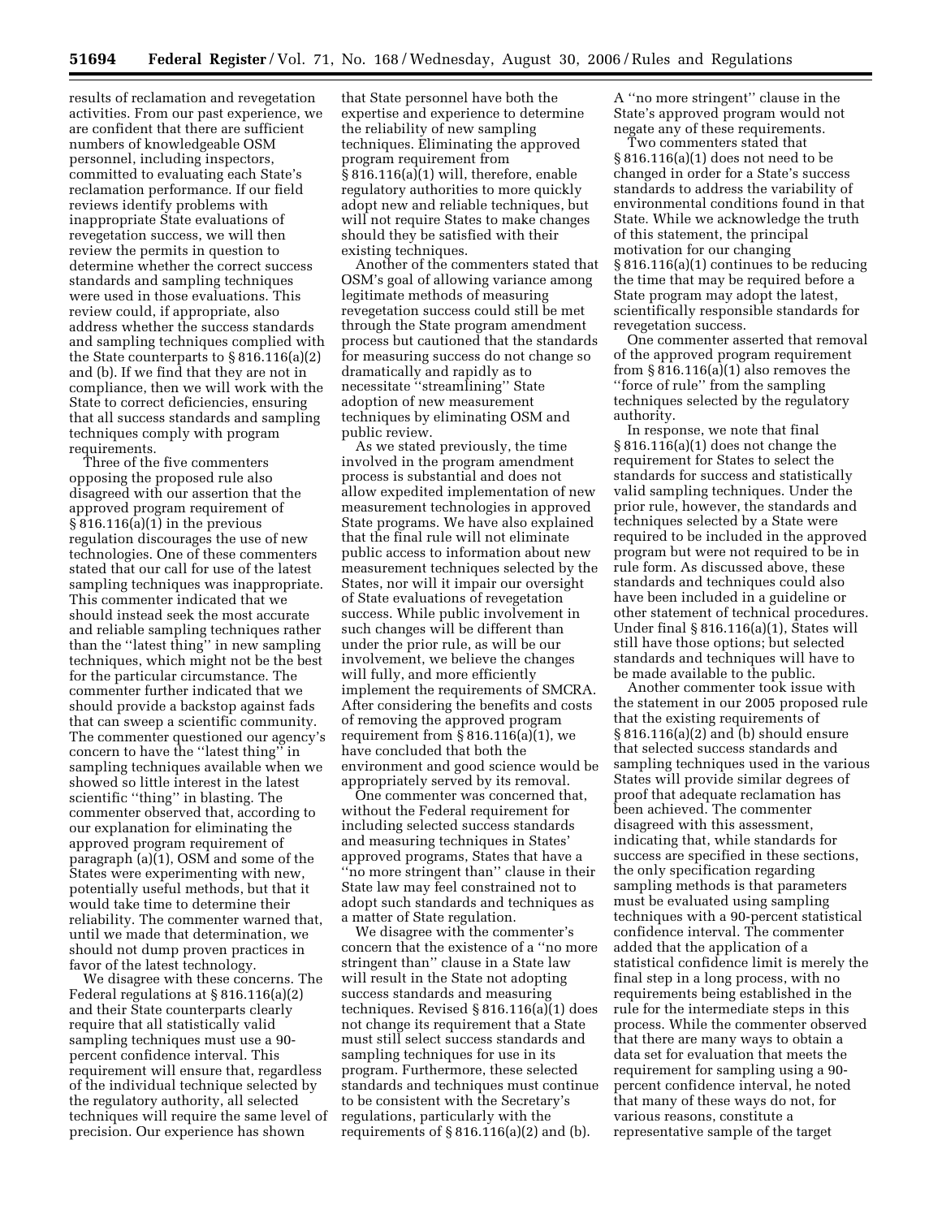results of reclamation and revegetation activities. From our past experience, we are confident that there are sufficient numbers of knowledgeable OSM personnel, including inspectors, committed to evaluating each State's reclamation performance. If our field reviews identify problems with inappropriate State evaluations of revegetation success, we will then review the permits in question to determine whether the correct success standards and sampling techniques were used in those evaluations. This review could, if appropriate, also address whether the success standards and sampling techniques complied with the State counterparts to § 816.116(a)(2) and (b). If we find that they are not in compliance, then we will work with the State to correct deficiencies, ensuring that all success standards and sampling techniques comply with program requirements.

Three of the five commenters opposing the proposed rule also disagreed with our assertion that the approved program requirement of § 816.116(a)(1) in the previous regulation discourages the use of new technologies. One of these commenters stated that our call for use of the latest sampling techniques was inappropriate. This commenter indicated that we should instead seek the most accurate and reliable sampling techniques rather than the ''latest thing'' in new sampling techniques, which might not be the best for the particular circumstance. The commenter further indicated that we should provide a backstop against fads that can sweep a scientific community. The commenter questioned our agency's concern to have the ''latest thing'' in sampling techniques available when we showed so little interest in the latest scientific ''thing'' in blasting. The commenter observed that, according to our explanation for eliminating the approved program requirement of paragraph (a)(1), OSM and some of the States were experimenting with new, potentially useful methods, but that it would take time to determine their reliability. The commenter warned that, until we made that determination, we should not dump proven practices in favor of the latest technology.

We disagree with these concerns. The Federal regulations at § 816.116(a)(2) and their State counterparts clearly require that all statistically valid sampling techniques must use a 90-percent confidence interval. This requirement will ensure that, regardless of the individual technique selected by the regulatory authority, all selected techniques will require the same level of precision. Our experience has shown that State personnel have both the expertise and experience to determine the reliability of new sampling techniques. Eliminating the approved program requirement from § 816.116(a)(1) will, therefore, enable regulatory authorities to more quickly adopt new and reliable techniques, but will not require States to make changes should they be satisfied with their existing techniques.

Another of the commenters stated that OSM's goal of allowing variance among legitimate methods of measuring revegetation success could still be met through the State program amendment process but cautioned that the standards for measuring success do not change so dramatically and rapidly as to necessitate ''streamlining'' State adoption of new measurement techniques by eliminating OSM and public review.

As we stated previously, the time involved in the program amendment process is substantial and does not allow expedited implementation of new measurement technologies in approved State programs. We have also explained that the final rule will not eliminate public access to information about new measurement techniques selected by the States, nor will it impair our oversight of State evaluations of revegetation success. While public involvement in such changes will be different than under the prior rule, as will be our involvement, we believe the changes will fully, and more efficiently implement the requirements of SMCRA. After considering the benefits and costs of removing the approved program requirement from § 816.116(a)(1), we have concluded that both the environment and good science would be appropriately served by its removal.

One commenter was concerned that, without the Federal requirement for including selected success standards and measuring techniques in States' approved programs, States that have a ''no more stringent than'' clause in their State law may feel constrained not to adopt such standards and techniques as a matter of State regulation.

We disagree with the commenter's concern that the existence of a ''no more stringent than'' clause in a State law will result in the State not adopting success standards and measuring techniques. Revised § 816.116(a)(1) does not change its requirement that a State must still select success standards and sampling techniques for use in its program. Furthermore, these selected standards and techniques must continue to be consistent with the Secretary's regulations, particularly with the requirements of § 816.116(a)(2) and (b). A ''no more stringent'' clause in the State's approved program would not negate any of these requirements.

Two commenters stated that § 816.116(a)(1) does not need to be changed in order for a State's success standards to address the variability of environmental conditions found in that State. While we acknowledge the truth of this statement, the principal motivation for our changing § 816.116(a)(1) continues to be reducing the time that may be required before a State program may adopt the latest, scientifically responsible standards for revegetation success.

One commenter asserted that removal of the approved program requirement from § 816.116(a)(1) also removes the ''force of rule'' from the sampling techniques selected by the regulatory authority.

In response, we note that final § 816.116(a)(1) does not change the requirement for States to select the standards for success and statistically valid sampling techniques. Under the prior rule, however, the standards and techniques selected by a State were required to be included in the approved program but were not required to be in rule form. As discussed above, these standards and techniques could also have been included in a guideline or other statement of technical procedures. Under final § 816.116(a)(1), States will still have those options; but selected standards and techniques will have to be made available to the public.

Another commenter took issue with the statement in our 2005 proposed rule that the existing requirements of § 816.116(a)(2) and (b) should ensure that selected success standards and sampling techniques used in the various States will provide similar degrees of proof that adequate reclamation has been achieved. The commenter disagreed with this assessment, indicating that, while standards for success are specified in these sections, the only specification regarding sampling methods is that parameters must be evaluated using sampling techniques with a 90-percent statistical confidence interval. The commenter added that the application of a statistical confidence limit is merely the final step in a long process, with no requirements being established in the rule for the intermediate steps in this process. While the commenter observed that there are many ways to obtain a data set for evaluation that meets the requirement for sampling using a 90-percent confidence interval, he noted that many of these ways do not, for various reasons, constitute a representative sample of the target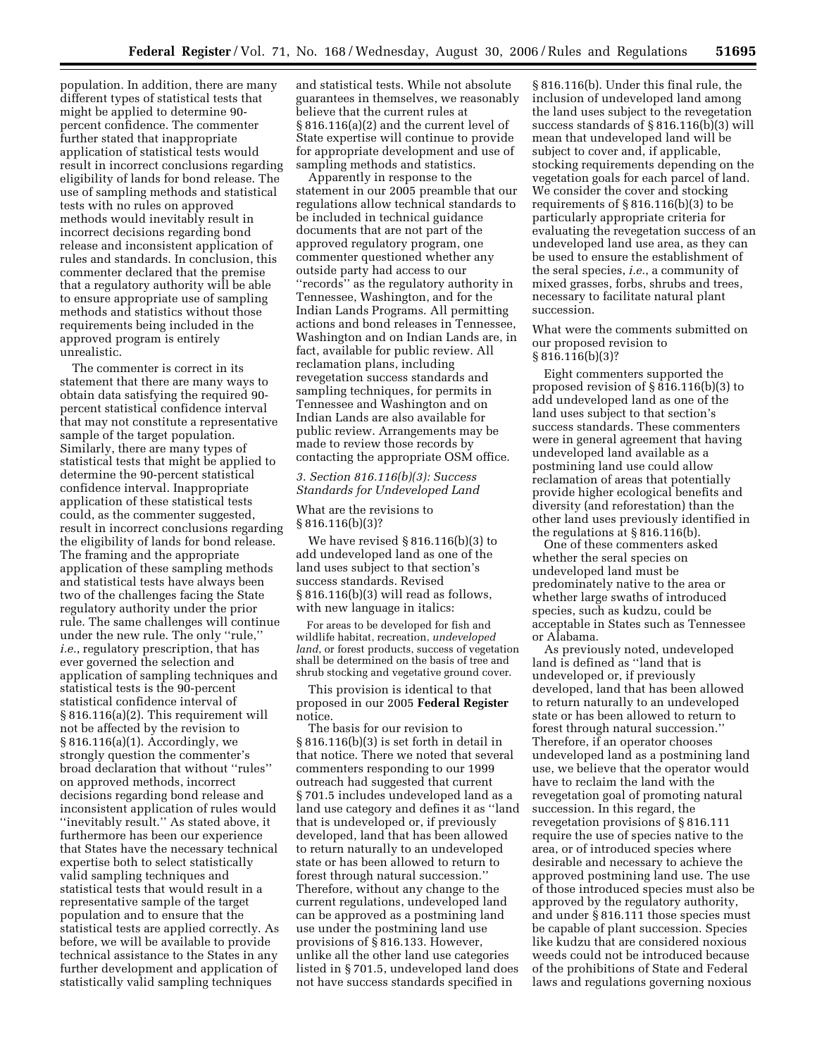population. In addition, there are many different types of statistical tests that might be applied to determine 90-percent confidence. The commenter further stated that inappropriate application of statistical tests would result in incorrect conclusions regarding eligibility of lands for bond release. The use of sampling methods and statistical tests with no rules on approved methods would inevitably result in incorrect decisions regarding bond release and inconsistent application of rules and standards. In conclusion, this commenter declared that the premise that a regulatory authority will be able to ensure appropriate use of sampling methods and statistics without those requirements being included in the approved program is entirely unrealistic.

The commenter is correct in its statement that there are many ways to obtain data satisfying the required 90-percent statistical confidence interval that may not constitute a representative sample of the target population. Similarly, there are many types of statistical tests that might be applied to determine the 90-percent statistical confidence interval. Inappropriate application of these statistical tests could, as the commenter suggested, result in incorrect conclusions regarding the eligibility of lands for bond release. The framing and the appropriate application of these sampling methods and statistical tests have always been two of the challenges facing the State regulatory authority under the prior rule. The same challenges will continue under the new rule. The only "rule," *i.e.*, regulatory prescription, that has ever governed the selection and application of sampling techniques and statistical tests is the 90-percent statistical confidence interval of § 816.116(a)(2). This requirement will not be affected by the revision to § 816.116(a)(1). Accordingly, we strongly question the commenter's broad declaration that without "rules" on approved methods, incorrect decisions regarding bond release and inconsistent application of rules would "inevitably result." As stated above, it furthermore has been our experience that States have the necessary technical expertise both to select statistically valid sampling techniques and statistical tests that would result in a representative sample of the target population and to ensure that the statistical tests are applied correctly. As before, we will be available to provide technical assistance to the States in any further development and application of statistically valid sampling techniques and statistical tests. While not absolute guarantees in themselves, we reasonably believe that the current rules at § 816.116(a)(2) and the current level of State expertise will continue to provide for appropriate development and use of sampling methods and statistics.

Apparently in response to the statement in our 2005 preamble that our regulations allow technical standards to be included in technical guidance documents that are not part of the approved regulatory program, one commenter questioned whether any outside party had access to our "records" as the regulatory authority in Tennessee, Washington, and for the Indian Lands Programs. All permitting actions and bond releases in Tennessee, Washington and on Indian Lands are, in fact, available for public review. All reclamation plans, including revegetation success standards and sampling techniques, for permits in Tennessee and Washington and on Indian Lands are also available for public review. Arrangements may be made to review those records by contacting the appropriate OSM office.

### 3. Section 816.116(b)(3): Success Standards for Undeveloped Land

#### What are the revisions to § 816.116(b)(3)?

We have revised § 816.116(b)(3) to add undeveloped land as one of the land uses subject to that section's success standards. Revised § 816.116(b)(3) will read as follows, with new language in italics:

> For areas to be developed for fish and wildlife habitat, recreation, *undeveloped land*, or forest products, success of vegetation shall be determined on the basis of tree and shrub stocking and vegetative ground cover.

This provision is identical to that proposed in our 2005 **Federal Register** notice.

The basis for our revision to § 816.116(b)(3) is set forth in detail in that notice. There we noted that several commenters responding to our 1999 outreach had suggested that current § 701.5 includes undeveloped land as a land use category and defines it as "land that is undeveloped or, if previously developed, land that has been allowed to return naturally to an undeveloped state or has been allowed to return to forest through natural succession." Therefore, without any change to the current regulations, undeveloped land can be approved as a postmining land use under the postmining land use provisions of § 816.133. However, unlike all the other land use categories listed in § 701.5, undeveloped land does not have success standards specified in § 816.116(b). Under this final rule, the inclusion of undeveloped land among the land uses subject to the revegetation success standards of § 816.116(b)(3) will mean that undeveloped land will be subject to cover and, if applicable, stocking requirements depending on the vegetation goals for each parcel of land. We consider the cover and stocking requirements of § 816.116(b)(3) to be particularly appropriate criteria for evaluating the revegetation success of an undeveloped land use area, as they can be used to ensure the establishment of the seral species, *i.e.*, a community of mixed grasses, forbs, shrubs and trees, necessary to facilitate natural plant succession.

#### What were the comments submitted on our proposed revision to § 816.116(b)(3)?

Eight commenters supported the proposed revision of § 816.116(b)(3) to add undeveloped land as one of the land uses subject to that section's success standards. These commenters were in general agreement that having undeveloped land available as a postmining land use could allow reclamation of areas that potentially provide higher ecological benefits and diversity (and reforestation) than the other land uses previously identified in the regulations at § 816.116(b).

One of these commenters asked whether the seral species on undeveloped land must be predominately native to the area or whether large swaths of introduced species, such as kudzu, could be acceptable in States such as Tennessee or Alabama.

As previously noted, undeveloped land is defined as "land that is undeveloped or, if previously developed, land that has been allowed to return naturally to an undeveloped state or has been allowed to return to forest through natural succession." Therefore, if an operator chooses undeveloped land as a postmining land use, we believe that the operator would have to reclaim the land with the revegetation goal of promoting natural succession. In this regard, the revegetation provisions of § 816.111 require the use of species native to the area, or of introduced species where desirable and necessary to achieve the approved postmining land use. The use of those introduced species must also be approved by the regulatory authority, and under § 816.111 those species must be capable of plant succession. Species like kudzu that are considered noxious weeds could not be introduced because of the prohibitions of State and Federal laws and regulations governing noxious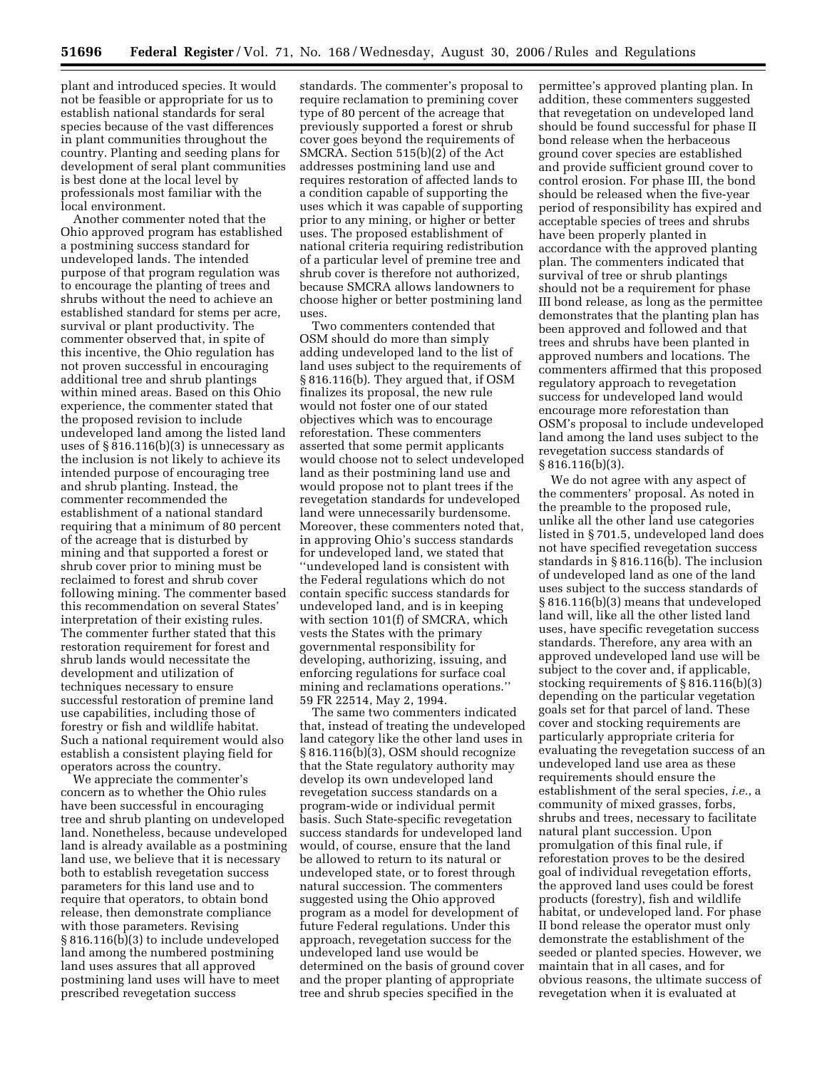plant and introduced species. It would not be feasible or appropriate for us to establish national standards for seral species because of the vast differences in plant communities throughout the country. Planting and seeding plans for development of seral plant communities is best done at the local level by professionals most familiar with the local environment.

Another commenter noted that the Ohio approved program has established a postmining success standard for undeveloped lands. The intended purpose of that program regulation was to encourage the planting of trees and shrubs without the need to achieve an established standard for stems per acre, survival or plant productivity. The commenter observed that, in spite of this incentive, the Ohio regulation has not proven successful in encouraging additional tree and shrub plantings within mined areas. Based on this Ohio experience, the commenter stated that the proposed revision to include undeveloped land among the listed land uses of § 816.116(b)(3) is unnecessary as the inclusion is not likely to achieve its intended purpose of encouraging tree and shrub planting. Instead, the commenter recommended the establishment of a national standard requiring that a minimum of 80 percent of the acreage that is disturbed by mining and that supported a forest or shrub cover prior to mining must be reclaimed to forest and shrub cover following mining. The commenter based this recommendation on several States' interpretation of their existing rules. The commenter further stated that this restoration requirement for forest and shrub lands would necessitate the development and utilization of techniques necessary to ensure successful restoration of premine land use capabilities, including those of forestry or fish and wildlife habitat. Such a national requirement would also establish a consistent playing field for operators across the country.

We appreciate the commenter's concern as to whether the Ohio rules have been successful in encouraging tree and shrub planting on undeveloped land. Nonetheless, because undeveloped land is already available as a postmining land use, we believe that it is necessary both to establish revegetation success parameters for this land use and to require that operators, to obtain bond release, then demonstrate compliance with those parameters. Revising § 816.116(b)(3) to include undeveloped land among the numbered postmining land uses assures that all approved postmining land uses will have to meet prescribed revegetation success standards. The commenter's proposal to require reclamation to premining cover type of 80 percent of the acreage that previously supported a forest or shrub cover goes beyond the requirements of SMCRA. Section 515(b)(2) of the Act addresses postmining land use and requires restoration of affected lands to a condition capable of supporting the uses which it was capable of supporting prior to any mining, or higher or better uses. The proposed establishment of national criteria requiring redistribution of a particular level of premine tree and shrub cover is therefore not authorized, because SMCRA allows landowners to choose higher or better postmining land uses.

Two commenters contended that OSM should do more than simply adding undeveloped land to the list of land uses subject to the requirements of § 816.116(b). They argued that, if OSM finalizes its proposal, the new rule would not foster one of our stated objectives which was to encourage reforestation. These commenters asserted that some permit applicants would choose not to select undeveloped land as their postmining land use and would propose not to plant trees if the revegetation standards for undeveloped land were unnecessarily burdensome. Moreover, these commenters noted that, in approving Ohio's success standards for undeveloped land, we stated that "undeveloped land is consistent with the Federal regulations which do not contain specific success standards for undeveloped land, and is in keeping with section 101(f) of SMCRA, which vests the States with the primary governmental responsibility for developing, authorizing, issuing, and enforcing regulations for surface coal mining and reclamations operations." 59 FR 22514, May 2, 1994.

The same two commenters indicated that, instead of treating the undeveloped land category like the other land uses in § 816.116(b)(3), OSM should recognize that the State regulatory authority may develop its own undeveloped land revegetation success standards on a program-wide or individual permit basis. Such State-specific revegetation success standards for undeveloped land would, of course, ensure that the land be allowed to return to its natural or undeveloped state, or to forest through natural succession. The commenters suggested using the Ohio approved program as a model for development of future Federal regulations. Under this approach, revegetation success for the undeveloped land use would be determined on the basis of ground cover and the proper planting of appropriate tree and shrub species specified in the permittee's approved planting plan. In addition, these commenters suggested that revegetation on undeveloped land should be found successful for phase II bond release when the herbaceous ground cover species are established and provide sufficient ground cover to control erosion. For phase III, the bond should be released when the five-year period of responsibility has expired and acceptable species of trees and shrubs have been properly planted in accordance with the approved planting plan. The commenters indicated that survival of tree or shrub plantings should not be a requirement for phase III bond release, as long as the permittee demonstrates that the planting plan has been approved and followed and that trees and shrubs have been planted in approved numbers and locations. The commenters affirmed that this proposed regulatory approach to revegetation success for undeveloped land would encourage more reforestation than OSM's proposal to include undeveloped land among the land uses subject to the revegetation success standards of § 816.116(b)(3).

We do not agree with any aspect of the commenters' proposal. As noted in the preamble to the proposed rule, unlike all the other land use categories listed in § 701.5, undeveloped land does not have specified revegetation success standards in § 816.116(b). The inclusion of undeveloped land as one of the land uses subject to the success standards of § 816.116(b)(3) means that undeveloped land will, like all the other listed land uses, have specific revegetation success standards. Therefore, any area with an approved undeveloped land use will be subject to the cover and, if applicable, stocking requirements of § 816.116(b)(3) depending on the particular vegetation goals set for that parcel of land. These cover and stocking requirements are particularly appropriate criteria for evaluating the revegetation success of an undeveloped land use area as these requirements should ensure the establishment of the seral species, *i.e.*, a community of mixed grasses, forbs, shrubs and trees, necessary to facilitate natural plant succession. Upon promulgation of this final rule, if reforestation proves to be the desired goal of individual revegetation efforts, the approved land uses could be forest products (forestry), fish and wildlife habitat, or undeveloped land. For phase II bond release the operator must only demonstrate the establishment of the seeded or planted species. However, we maintain that in all cases, and for obvious reasons, the ultimate success of revegetation when it is evaluated at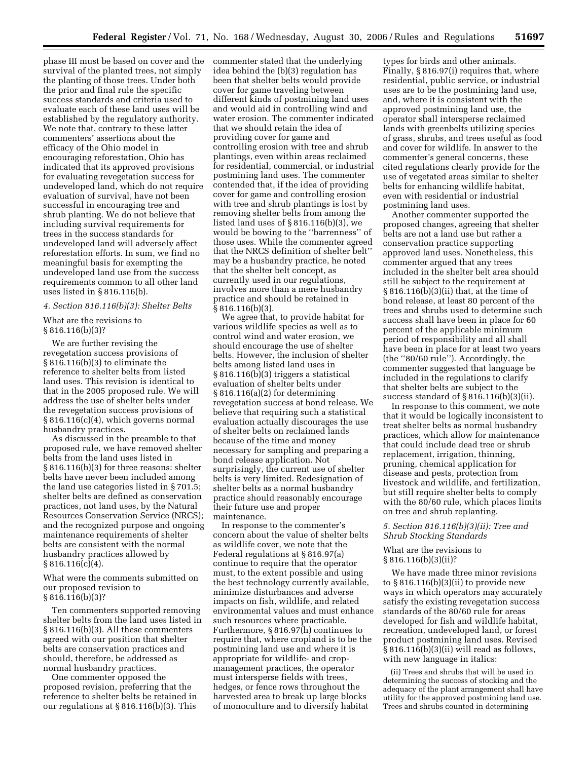phase III must be based on cover and the survival of the planted trees, not simply the planting of those trees. Under both the prior and final rule the specific success standards and criteria used to evaluate each of these land uses will be established by the regulatory authority. We note that, contrary to these latter commenters' assertions about the efficacy of the Ohio model in encouraging reforestation, Ohio has indicated that its approved provisions for evaluating revegetation success for undeveloped land, which do not require evaluation of survival, have not been successful in encouraging tree and shrub planting. We do not believe that including survival requirements for trees in the success standards for undeveloped land will adversely affect reforestation efforts. In sum, we find no meaningful basis for exempting the undeveloped land use from the success requirements common to all other land uses listed in § 816.116(b).

*4. Section 816.116(b)(3): Shelter Belts*

What are the revisions to § 816.116(b)(3)?

We are further revising the revegetation success provisions of § 816.116(b)(3) to eliminate the reference to shelter belts from listed land uses. This revision is identical to that in the 2005 proposed rule. We will address the use of shelter belts under the revegetation success provisions of § 816.116(c)(4), which governs normal husbandry practices.

As discussed in the preamble to that proposed rule, we have removed shelter belts from the land uses listed in § 816.116(b)(3) for three reasons: shelter belts have never been included among the land use categories listed in § 701.5; shelter belts are defined as conservation practices, not land uses, by the Natural Resources Conservation Service (NRCS); and the recognized purpose and ongoing maintenance requirements of shelter belts are consistent with the normal husbandry practices allowed by § 816.116(c)(4).

What were the comments submitted on our proposed revision to § 816.116(b)(3)?

Ten commenters supported removing shelter belts from the land uses listed in § 816.116(b)(3). All these commenters agreed with our position that shelter belts are conservation practices and should, therefore, be addressed as normal husbandry practices.

One commenter opposed the proposed revision, preferring that the reference to shelter belts be retained in our regulations at § 816.116(b)(3). This commenter stated that the underlying idea behind the (b)(3) regulation has been that shelter belts would provide cover for game traveling between different kinds of postmining land uses and would aid in controlling wind and water erosion. The commenter indicated that we should retain the idea of providing cover for game and controlling erosion with tree and shrub plantings, even within areas reclaimed for residential, commercial, or industrial postmining land uses. The commenter contended that, if the idea of providing cover for game and controlling erosion with tree and shrub plantings is lost by removing shelter belts from among the listed land uses of § 816.116(b)(3), we would be bowing to the ''barrenness'' of those uses. While the commenter agreed that the NRCS definition of shelter belt'' may be a husbandry practice, he noted that the shelter belt concept, as currently used in our regulations, involves more than a mere husbandry practice and should be retained in § 816.116(b)(3).

We agree that, to provide habitat for various wildlife species as well as to control wind and water erosion, we should encourage the use of shelter belts. However, the inclusion of shelter belts among listed land uses in § 816.116(b)(3) triggers a statistical evaluation of shelter belts under § 816.116(a)(2) for determining revegetation success at bond release. We believe that requiring such a statistical evaluation actually discourages the use of shelter belts on reclaimed lands because of the time and money necessary for sampling and preparing a bond release application. Not surprisingly, the current use of shelter belts is very limited. Redesignation of shelter belts as a normal husbandry practice should reasonably encourage their future use and proper maintenance.

In response to the commenter's concern about the value of shelter belts as wildlife cover, we note that the Federal regulations at § 816.97(a) continue to require that the operator must, to the extent possible and using the best technology currently available, minimize disturbances and adverse impacts on fish, wildlife, and related environmental values and must enhance such resources where practicable. Furthermore, § 816.97(h) continues to require that, where cropland is to be the postmining land use and where it is appropriate for wildlife- and crop-management practices, the operator must intersperse fields with trees, hedges, or fence rows throughout the harvested area to break up large blocks of monoculture and to diversify habitat types for birds and other animals. Finally, § 816.97(i) requires that, where residential, public service, or industrial uses are to be the postmining land use, and, where it is consistent with the approved postmining land use, the operator shall intersperse reclaimed lands with greenbelts utilizing species of grass, shrubs, and trees useful as food and cover for wildlife. In answer to the commenter's general concerns, these cited regulations clearly provide for the use of vegetated areas similar to shelter belts for enhancing wildlife habitat, even with residential or industrial postmining land uses.

Another commenter supported the proposed changes, agreeing that shelter belts are not a land use but rather a conservation practice supporting approved land uses. Nonetheless, this commenter argued that any trees included in the shelter belt area should still be subject to the requirement at § 816.116(b)(3)(ii) that, at the time of bond release, at least 80 percent of the trees and shrubs used to determine such success shall have been in place for 60 percent of the applicable minimum period of responsibility and all shall have been in place for at least two years (the ''80/60 rule''). Accordingly, the commenter suggested that language be included in the regulations to clarify that shelter belts are subject to the success standard of § 816.116(b)(3)(ii).

In response to this comment, we note that it would be logically inconsistent to treat shelter belts as normal husbandry practices, which allow for maintenance that could include dead tree or shrub replacement, irrigation, thinning, pruning, chemical application for disease and pests, protection from livestock and wildlife, and fertilization, but still require shelter belts to comply with the 80/60 rule, which places limits on tree and shrub replanting.

*5. Section 816.116(b)(3)(ii): Tree and Shrub Stocking Standards*

What are the revisions to § 816.116(b)(3)(ii)?

We have made three minor revisions to § 816.116(b)(3)(ii) to provide new ways in which operators may accurately satisfy the existing revegetation success standards of the 80/60 rule for areas developed for fish and wildlife habitat, recreation, undeveloped land, or forest product postmining land uses. Revised § 816.116(b)(3)(ii) will read as follows, with new language in italics:

(ii) Trees and shrubs that will be used in determining the success of stocking and the adequacy of the plant arrangement shall have utility for the approved postmining land use. Trees and shrubs counted in determining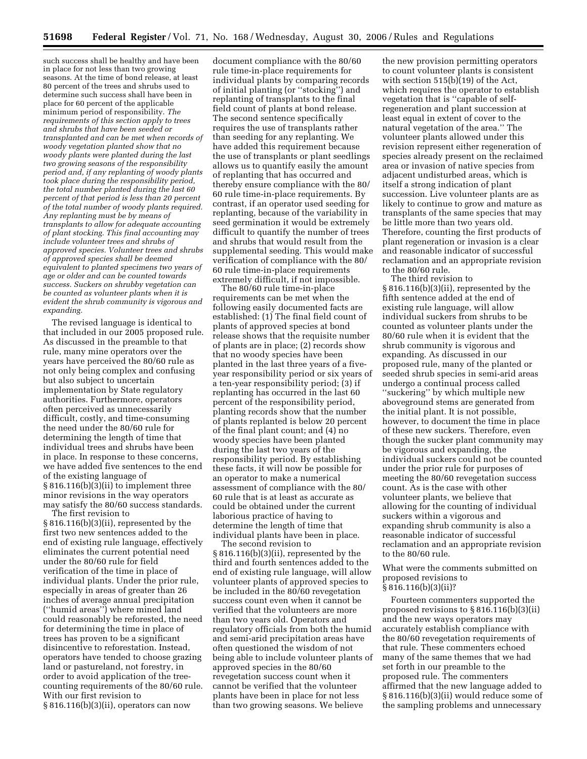such success shall be healthy and have been in place for not less than two growing seasons. At the time of bond release, at least 80 percent of the trees and shrubs used to determine such success shall have been in place for 60 percent of the applicable minimum period of responsibility. *The requirements of this section apply to trees and shrubs that have been seeded or transplanted and can be met when records of woody vegetation planted show that no woody plants were planted during the last two growing seasons of the responsibility period and, if any replanting of woody plants took place during the responsibility period, the total number planted during the last 60 percent of that period is less than 20 percent of the total number of woody plants required. Any replanting must be by means of transplants to allow for adequate accounting of plant stocking. This final accounting may include volunteer trees and shrubs of approved species. Volunteer trees and shrubs of approved species shall be deemed equivalent to planted specimens two years of age or older and can be counted towards success. Suckers on shrubby vegetation can be counted as volunteer plants when it is evident the shrub community is vigorous and expanding.*

The revised language is identical to that included in our 2005 proposed rule. As discussed in the preamble to that rule, many mine operators over the years have perceived the 80/60 rule as not only being complex and confusing but also subject to uncertain implementation by State regulatory authorities. Furthermore, operators often perceived as unnecessarily difficult, costly, and time-consuming the need under the 80/60 rule for determining the length of time that individual trees and shrubs have been in place. In response to these concerns, we have added five sentences to the end of the existing language of § 816.116(b)(3)(ii) to implement three minor revisions in the way operators may satisfy the 80/60 success standards.

The first revision to § 816.116(b)(3)(ii), represented by the first two new sentences added to the end of existing rule language, effectively eliminates the current potential need under the 80/60 rule for field verification of the time in place of individual plants. Under the prior rule, especially in areas of greater than 26 inches of average annual precipitation (''humid areas'') where mined land could reasonably be reforested, the need for determining the time in place of trees has proven to be a significant disincentive to reforestation. Instead, operators have tended to choose grazing land or pastureland, not forestry, in order to avoid application of the tree-counting requirements of the 80/60 rule. With our first revision to § 816.116(b)(3)(ii), operators can now document compliance with the 80/60 rule time-in-place requirements for individual plants by comparing records of initial planting (or ''stocking'') and replanting of transplants to the final field count of plants at bond release. The second sentence specifically requires the use of transplants rather than seeding for any replanting. We have added this requirement because the use of transplants or plant seedlings allows us to quantify easily the amount of replanting that has occurred and thereby ensure compliance with the 80/60 rule time-in-place requirements. By contrast, if an operator used seeding for replanting, because of the variability in seed germination it would be extremely difficult to quantify the number of trees and shrubs that would result from the supplemental seeding. This would make verification of compliance with the 80/60 rule time-in-place requirements extremely difficult, if not impossible.

The 80/60 rule time-in-place requirements can be met when the following easily documented facts are established: (1) The final field count of plants of approved species at bond release shows that the requisite number of plants are in place; (2) records show that no woody species have been planted in the last three years of a five-year responsibility period or six years of a ten-year responsibility period; (3) if replanting has occurred in the last 60 percent of the responsibility period, planting records show that the number of plants replanted is below 20 percent of the final plant count; and (4) no woody species have been planted during the last two years of the responsibility period. By establishing these facts, it will now be possible for an operator to make a numerical assessment of compliance with the 80/60 rule that is at least as accurate as could be obtained under the current laborious practice of having to determine the length of time that individual plants have been in place.

The second revision to § 816.116(b)(3)(ii), represented by the third and fourth sentences added to the end of existing rule language, will allow volunteer plants of approved species to be included in the 80/60 revegetation success count even when it cannot be verified that the volunteers are more than two years old. Operators and regulatory officials from both the humid and semi-arid precipitation areas have often questioned the wisdom of not being able to include volunteer plants of approved species in the 80/60 revegetation success count when it cannot be verified that the volunteer plants have been in place for not less than two growing seasons. We believe the new provision permitting operators to count volunteer plants is consistent with section 515(b)(19) of the Act, which requires the operator to establish vegetation that is ''capable of self-regeneration and plant succession at least equal in extent of cover to the natural vegetation of the area.'' The volunteer plants allowed under this revision represent either regeneration of species already present on the reclaimed area or invasion of native species from adjacent undisturbed areas, which is itself a strong indication of plant succession. Live volunteer plants are as likely to continue to grow and mature as transplants of the same species that may be little more than two years old. Therefore, counting the first products of plant regeneration or invasion is a clear and reasonable indicator of successful reclamation and an appropriate revision to the 80/60 rule.

The third revision to § 816.116(b)(3)(ii), represented by the fifth sentence added at the end of existing rule language, will allow individual suckers from shrubs to be counted as volunteer plants under the 80/60 rule when it is evident that the shrub community is vigorous and expanding. As discussed in our proposed rule, many of the planted or seeded shrub species in semi-arid areas undergo a continual process called ''suckering'' by which multiple new aboveground stems are generated from the initial plant. It is not possible, however, to document the time in place of these new suckers. Therefore, even though the sucker plant community may be vigorous and expanding, the individual suckers could not be counted under the prior rule for purposes of meeting the 80/60 revegetation success count. As is the case with other volunteer plants, we believe that allowing for the counting of individual suckers within a vigorous and expanding shrub community is also a reasonable indicator of successful reclamation and an appropriate revision to the 80/60 rule.

### What were the comments submitted on proposed revisions to § 816.116(b)(3)(ii)?

Fourteen commenters supported the proposed revisions to § 816.116(b)(3)(ii) and the new ways operators may accurately establish compliance with the 80/60 revegetation requirements of that rule. These commenters echoed many of the same themes that we had set forth in our preamble to the proposed rule. The commenters affirmed that the new language added to § 816.116(b)(3)(ii) would reduce some of the sampling problems and unnecessary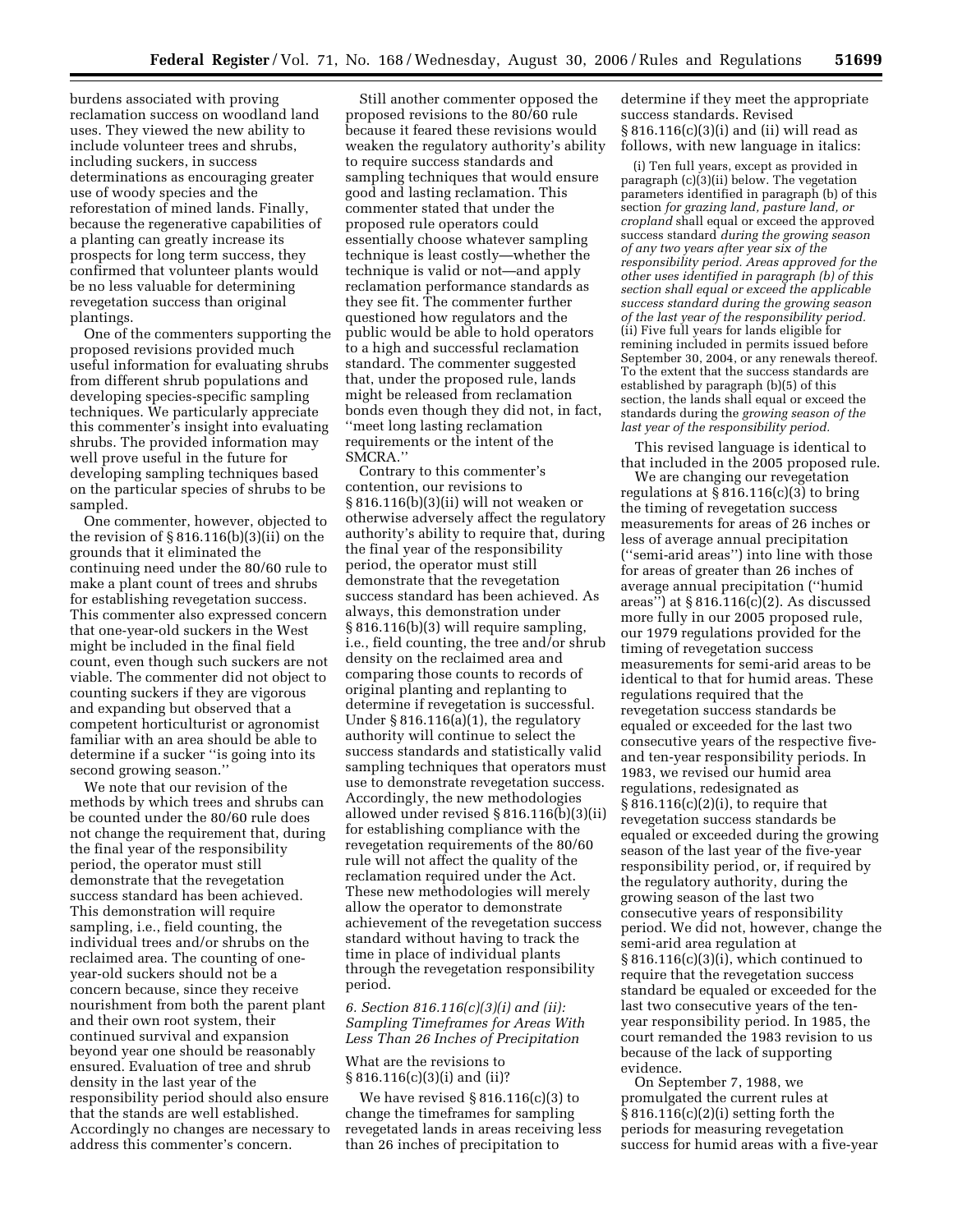burdens associated with proving reclamation success on woodland land uses. They viewed the new ability to include volunteer trees and shrubs, including suckers, in success determinations as encouraging greater use of woody species and the reforestation of mined lands. Finally, because the regenerative capabilities of a planting can greatly increase its prospects for long term success, they confirmed that volunteer plants would be no less valuable for determining revegetation success than original plantings.

One of the commenters supporting the proposed revisions provided much useful information for evaluating shrubs from different shrub populations and developing species-specific sampling techniques. We particularly appreciate this commenter's insight into evaluating shrubs. The provided information may well prove useful in the future for developing sampling techniques based on the particular species of shrubs to be sampled.

One commenter, however, objected to the revision of § 816.116(b)(3)(ii) on the grounds that it eliminated the continuing need under the 80/60 rule to make a plant count of trees and shrubs for establishing revegetation success. This commenter also expressed concern that one-year-old suckers in the West might be included in the final field count, even though such suckers are not viable. The commenter did not object to counting suckers if they are vigorous and expanding but observed that a competent horticulturist or agronomist familiar with an area should be able to determine if a sucker ''is going into its second growing season.''

We note that our revision of the methods by which trees and shrubs can be counted under the 80/60 rule does not change the requirement that, during the final year of the responsibility period, the operator must still demonstrate that the revegetation success standard has been achieved. This demonstration will require sampling, i.e., field counting, the individual trees and/or shrubs on the reclaimed area. The counting of one-year-old suckers should not be a concern because, since they receive nourishment from both the parent plant and their own root system, their continued survival and expansion beyond year one should be reasonably ensured. Evaluation of tree and shrub density in the last year of the responsibility period should also ensure that the stands are well established. Accordingly no changes are necessary to address this commenter's concern.

Still another commenter opposed the proposed revisions to the 80/60 rule because it feared these revisions would weaken the regulatory authority's ability to require success standards and sampling techniques that would ensure good and lasting reclamation. This commenter stated that under the proposed rule operators could essentially choose whatever sampling technique is least costly—whether the technique is valid or not—and apply reclamation performance standards as they see fit. The commenter further questioned how regulators and the public would be able to hold operators to a high and successful reclamation standard. The commenter suggested that, under the proposed rule, lands might be released from reclamation bonds even though they did not, in fact, ''meet long lasting reclamation requirements or the intent of the SMCRA.''

Contrary to this commenter's contention, our revisions to § 816.116(b)(3)(ii) will not weaken or otherwise adversely affect the regulatory authority's ability to require that, during the final year of the responsibility period, the operator must still demonstrate that the revegetation success standard has been achieved. As always, this demonstration under § 816.116(b)(3) will require sampling, i.e., field counting, the tree and/or shrub density on the reclaimed area and comparing those counts to records of original planting and replanting to determine if revegetation is successful. Under § 816.116(a)(1), the regulatory authority will continue to select the success standards and statistically valid sampling techniques that operators must use to demonstrate revegetation success. Accordingly, the new methodologies allowed under revised § 816.116(b)(3)(ii) for establishing compliance with the revegetation requirements of the 80/60 rule will not affect the quality of the reclamation required under the Act. These new methodologies will merely allow the operator to demonstrate achievement of the revegetation success standard without having to track the time in place of individual plants through the revegetation responsibility period.

### *6. Section 816.116(c)(3)(i) and (ii): Sampling Timeframes for Areas With Less Than 26 Inches of Precipitation*

What are the revisions to § 816.116(c)(3)(i) and (ii)?

We have revised § 816.116(c)(3) to change the timeframes for sampling revegetated lands in areas receiving less than 26 inches of precipitation to determine if they meet the appropriate success standards. Revised § 816.116(c)(3)(i) and (ii) will read as follows, with new language in italics:

(i) Ten full years, except as provided in paragraph (c)(3)(ii) below. The vegetation parameters identified in paragraph (b) of this section *for grazing land, pasture land, or cropland* shall equal or exceed the approved success standard *during the growing season of any two years after year six of the responsibility period. Areas approved for the other uses identified in paragraph (b) of this section shall equal or exceed the applicable success standard during the growing season of the last year of the responsibility period.*
(ii) Five full years for lands eligible for remining included in permits issued before September 30, 2004, or any renewals thereof. To the extent that the success standards are established by paragraph (b)(5) of this section, the lands shall equal or exceed the standards during the *growing season of the last year of the responsibility period.*

This revised language is identical to that included in the 2005 proposed rule.

We are changing our revegetation regulations at § 816.116(c)(3) to bring the timing of revegetation success measurements for areas of 26 inches or less of average annual precipitation (''semi-arid areas'') into line with those for areas of greater than 26 inches of average annual precipitation (''humid areas'') at § 816.116(c)(2). As discussed more fully in our 2005 proposed rule, our 1979 regulations provided for the timing of revegetation success measurements for semi-arid areas to be identical to that for humid areas. These regulations required that the revegetation success standards be equaled or exceeded for the last two consecutive years of the respective five- and ten-year responsibility periods. In 1983, we revised our humid area regulations, redesignated as § 816.116(c)(2)(i), to require that revegetation success standards be equaled or exceeded during the growing season of the last year of the five-year responsibility period, or, if required by the regulatory authority, during the growing season of the last two consecutive years of responsibility period. We did not, however, change the semi-arid area regulation at § 816.116(c)(3)(i), which continued to require that the revegetation success standard be equaled or exceeded for the last two consecutive years of the ten-year responsibility period. In 1985, the court remanded the 1983 revision to us because of the lack of supporting evidence.

On September 7, 1988, we promulgated the current rules at § 816.116(c)(2)(i) setting forth the periods for measuring revegetation success for humid areas with a five-year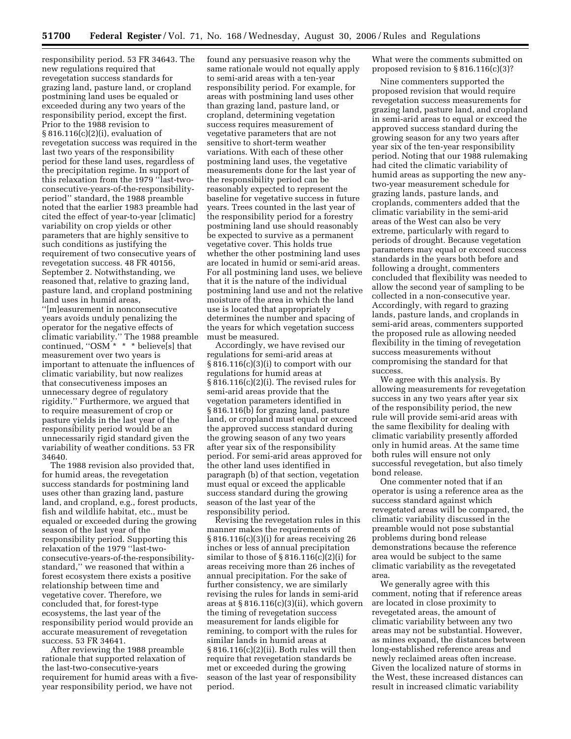responsibility period. 53 FR 34643. The new regulations required that revegetation success standards for grazing land, pasture land, or cropland postmining land uses be equaled or exceeded during any two years of the responsibility period, except the first. Prior to the 1988 revision to § 816.116(c)(2)(i), evaluation of revegetation success was required in the last two years of the responsibility period for these land uses, regardless of the precipitation regime. In support of this relaxation from the 1979 ''last-two-consecutive-years-of-the-responsibility-period'' standard, the 1988 preamble noted that the earlier 1983 preamble had cited the effect of year-to-year [climatic] variability on crop yields or other parameters that are highly sensitive to such conditions as justifying the requirement of two consecutive years of revegetation success. 48 FR 40156, September 2. Notwithstanding, we reasoned that, relative to grazing land, pasture land, and cropland postmining land uses in humid areas, ''[m]easurement in nonconsecutive years avoids unduly penalizing the operator for the negative effects of climatic variability.'' The 1988 preamble continued, ''OSM * * * believe[s] that measurement over two years is important to attenuate the influences of climatic variability, but now realizes that consecutiveness imposes an unnecessary degree of regulatory rigidity.'' Furthermore, we argued that to require measurement of crop or pasture yields in the last year of the responsibility period would be an unnecessarily rigid standard given the variability of weather conditions. 53 FR 34640.

The 1988 revision also provided that, for humid areas, the revegetation success standards for postmining land uses other than grazing land, pasture land, and cropland, e.g., forest products, fish and wildlife habitat, etc., must be equaled or exceeded during the growing season of the last year of the responsibility period. Supporting this relaxation of the 1979 ''last-two-consecutive-years-of-the-responsibility-standard,'' we reasoned that within a forest ecosystem there exists a positive relationship between time and vegetative cover. Therefore, we concluded that, for forest-type ecosystems, the last year of the responsibility period would provide an accurate measurement of revegetation success. 53 FR 34641.

After reviewing the 1988 preamble rationale that supported relaxation of the last-two-consecutive-years requirement for humid areas with a five-year responsibility period, we have not found any persuasive reason why the same rationale would not equally apply to semi-arid areas with a ten-year responsibility period. For example, for areas with postmining land uses other than grazing land, pasture land, or cropland, determining vegetation success requires measurement of vegetative parameters that are not sensitive to short-term weather variations. With each of these other postmining land uses, the vegetative measurements done for the last year of the responsibility period can be reasonably expected to represent the baseline for vegetative success in future years. Trees counted in the last year of the responsibility period for a forestry postmining land use should reasonably be expected to survive as a permanent vegetative cover. This holds true whether the other postmining land uses are located in humid or semi-arid areas. For all postmining land uses, we believe that it is the nature of the individual postmining land use and not the relative moisture of the area in which the land use is located that appropriately determines the number and spacing of the years for which vegetation success must be measured.

Accordingly, we have revised our regulations for semi-arid areas at § 816.116(c)(3)(i) to comport with our regulations for humid areas at § 816.116(c)(2)(i). The revised rules for semi-arid areas provide that the vegetation parameters identified in § 816.116(b) for grazing land, pasture land, or cropland must equal or exceed the approved success standard during the growing season of any two years after year six of the responsibility period. For semi-arid areas approved for the other land uses identified in paragraph (b) of that section, vegetation must equal or exceed the applicable success standard during the growing season of the last year of the responsibility period.

Revising the revegetation rules in this manner makes the requirements of § 816.116(c)(3)(i) for areas receiving 26 inches or less of annual precipitation similar to those of § 816.116(c)(2)(i) for areas receiving more than 26 inches of annual precipitation. For the sake of further consistency, we are similarly revising the rules for lands in semi-arid areas at § 816.116(c)(3)(ii), which govern the timing of revegetation success measurement for lands eligible for remining, to comport with the rules for similar lands in humid areas at § 816.116(c)(2)(ii). Both rules will then require that revegetation standards be met or exceeded during the growing season of the last year of responsibility period.

What were the comments submitted on proposed revision to § 816.116(c)(3)?

Nine commenters supported the proposed revision that would require revegetation success measurements for grazing land, pasture land, and cropland in semi-arid areas to equal or exceed the approved success standard during the growing season for any two years after year six of the ten-year responsibility period. Noting that our 1988 rulemaking had cited the climatic variability of humid areas as supporting the new any-two-year measurement schedule for grazing lands, pasture lands, and croplands, commenters added that the climatic variability in the semi-arid areas of the West can also be very extreme, particularly with regard to periods of drought. Because vegetation parameters may equal or exceed success standards in the years both before and following a drought, commenters concluded that flexibility was needed to allow the second year of sampling to be collected in a non-consecutive year. Accordingly, with regard to grazing lands, pasture lands, and croplands in semi-arid areas, commenters supported the proposed rule as allowing needed flexibility in the timing of revegetation success measurements without compromising the standard for that success.

We agree with this analysis. By allowing measurements for revegetation success in any two years after year six of the responsibility period, the new rule will provide semi-arid areas with the same flexibility for dealing with climatic variability presently afforded only in humid areas. At the same time both rules will ensure not only successful revegetation, but also timely bond release.

One commenter noted that if an operator is using a reference area as the success standard against which revegetated areas will be compared, the climatic variability discussed in the preamble would not pose substantial problems during bond release demonstrations because the reference area would be subject to the same climatic variability as the revegetated area.

We generally agree with this comment, noting that if reference areas are located in close proximity to revegetated areas, the amount of climatic variability between any two areas may not be substantial. However, as mines expand, the distances between long-established reference areas and newly reclaimed areas often increase. Given the localized nature of storms in the West, these increased distances can result in increased climatic variability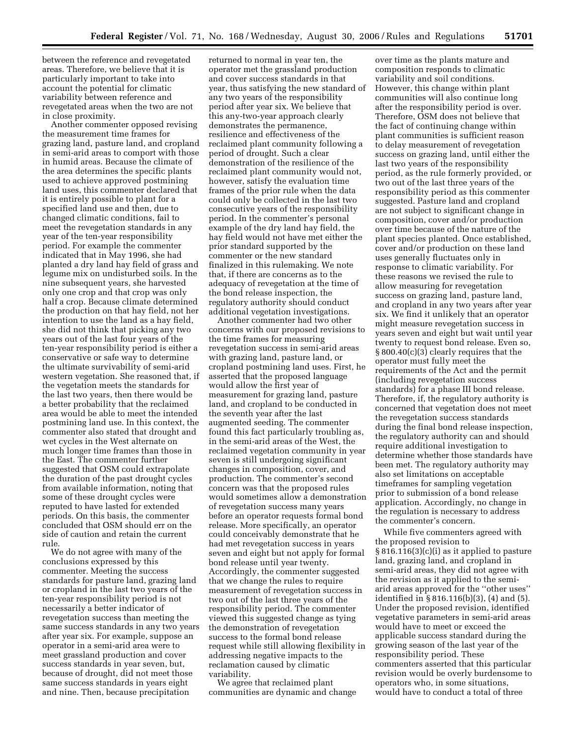between the reference and revegetated areas. Therefore, we believe that it is particularly important to take into account the potential for climatic variability between reference and revegetated areas when the two are not in close proximity.

Another commenter opposed revising the measurement time frames for grazing land, pasture land, and cropland in semi-arid areas to comport with those in humid areas. Because the climate of the area determines the specific plants used to achieve approved postmining land uses, this commenter declared that it is entirely possible to plant for a specified land use and then, due to changed climatic conditions, fail to meet the revegetation standards in any year of the ten-year responsibility period. For example the commenter indicated that in May 1996, she had planted a dry land hay field of grass and legume mix on undisturbed soils. In the nine subsequent years, she harvested only one crop and that crop was only half a crop. Because climate determined the production on that hay field, not her intention to use the land as a hay field, she did not think that picking any two years out of the last four years of the ten-year responsibility period is either a conservative or safe way to determine the ultimate survivability of semi-arid western vegetation. She reasoned that, if the vegetation meets the standards for the last two years, then there would be a better probability that the reclaimed area would be able to meet the intended postmining land use. In this context, the commenter also stated that drought and wet cycles in the West alternate on much longer time frames than those in the East. The commenter further suggested that OSM could extrapolate the duration of the past drought cycles from available information, noting that some of these drought cycles were reputed to have lasted for extended periods. On this basis, the commenter concluded that OSM should err on the side of caution and retain the current rule.

We do not agree with many of the conclusions expressed by this commenter. Meeting the success standards for pasture land, grazing land or cropland in the last two years of the ten-year responsibility period is not necessarily a better indicator of revegetation success than meeting the same success standards in any two years after year six. For example, suppose an operator in a semi-arid area were to meet grassland production and cover success standards in year seven, but, because of drought, did not meet those same success standards in years eight and nine. Then, because precipitation returned to normal in year ten, the operator met the grassland production and cover success standards in that year, thus satisfying the new standard of any two years of the responsibility period after year six. We believe that this any-two-year approach clearly demonstrates the permanence, resilience and effectiveness of the reclaimed plant community following a period of drought. Such a clear demonstration of the resilience of the reclaimed plant community would not, however, satisfy the evaluation time frames of the prior rule when the data could only be collected in the last two consecutive years of the responsibility period. In the commenter's personal example of the dry land hay field, the hay field would not have met either the prior standard supported by the commenter or the new standard finalized in this rulemaking. We note that, if there are concerns as to the adequacy of revegetation at the time of the bond release inspection, the regulatory authority should conduct additional vegetation investigations.

Another commenter had two other concerns with our proposed revisions to the time frames for measuring revegetation success in semi-arid areas with grazing land, pasture land, or cropland postmining land uses. First, he asserted that the proposed language would allow the first year of measurement for grazing land, pasture land, and cropland to be conducted in the seventh year after the last augmented seeding. The commenter found this fact particularly troubling as, in the semi-arid areas of the West, the reclaimed vegetation community in year seven is still undergoing significant changes in composition, cover, and production. The commenter's second concern was that the proposed rules would sometimes allow a demonstration of revegetation success many years before an operator requests formal bond release. More specifically, an operator could conceivably demonstrate that he had met revegetation success in years seven and eight but not apply for formal bond release until year twenty. Accordingly, the commenter suggested that we change the rules to require measurement of revegetation success in two out of the last three years of the responsibility period. The commenter viewed this suggested change as tying the demonstration of revegetation success to the formal bond release request while still allowing flexibility in addressing negative impacts to the reclamation caused by climatic variability.

We agree that reclaimed plant communities are dynamic and change over time as the plants mature and composition responds to climatic variability and soil conditions. However, this change within plant communities will also continue long after the responsibility period is over. Therefore, OSM does not believe that the fact of continuing change within plant communities is sufficient reason to delay measurement of revegetation success on grazing land, until either the last two years of the responsibility period, as the rule formerly provided, or two out of the last three years of the responsibility period as this commenter suggested. Pasture land and cropland are not subject to significant change in composition, cover and/or production over time because of the nature of the plant species planted. Once established, cover and/or production on these land uses generally fluctuates only in response to climatic variability. For these reasons we revised the rule to allow measuring for revegetation success on grazing land, pasture land, and cropland in any two years after year six. We find it unlikely that an operator might measure revegetation success in years seven and eight but wait until year twenty to request bond release. Even so, § 800.40(c)(3) clearly requires that the operator must fully meet the requirements of the Act and the permit (including revegetation success standards) for a phase III bond release. Therefore, if, the regulatory authority is concerned that vegetation does not meet the revegetation success standards during the final bond release inspection, the regulatory authority can and should require additional investigation to determine whether those standards have been met. The regulatory authority may also set limitations on acceptable timeframes for sampling vegetation prior to submission of a bond release application. Accordingly, no change in the regulation is necessary to address the commenter's concern.

While five commenters agreed with the proposed revision to § 816.116(3)(c)(i) as it applied to pasture land, grazing land, and cropland in semi-arid areas, they did not agree with the revision as it applied to the semi-arid areas approved for the ''other uses'' identified in § 816.116(b)(3), (4) and (5). Under the proposed revision, identified vegetative parameters in semi-arid areas would have to meet or exceed the applicable success standard during the growing season of the last year of the responsibility period. These commenters asserted that this particular revision would be overly burdensome to operators who, in some situations, would have to conduct a total of three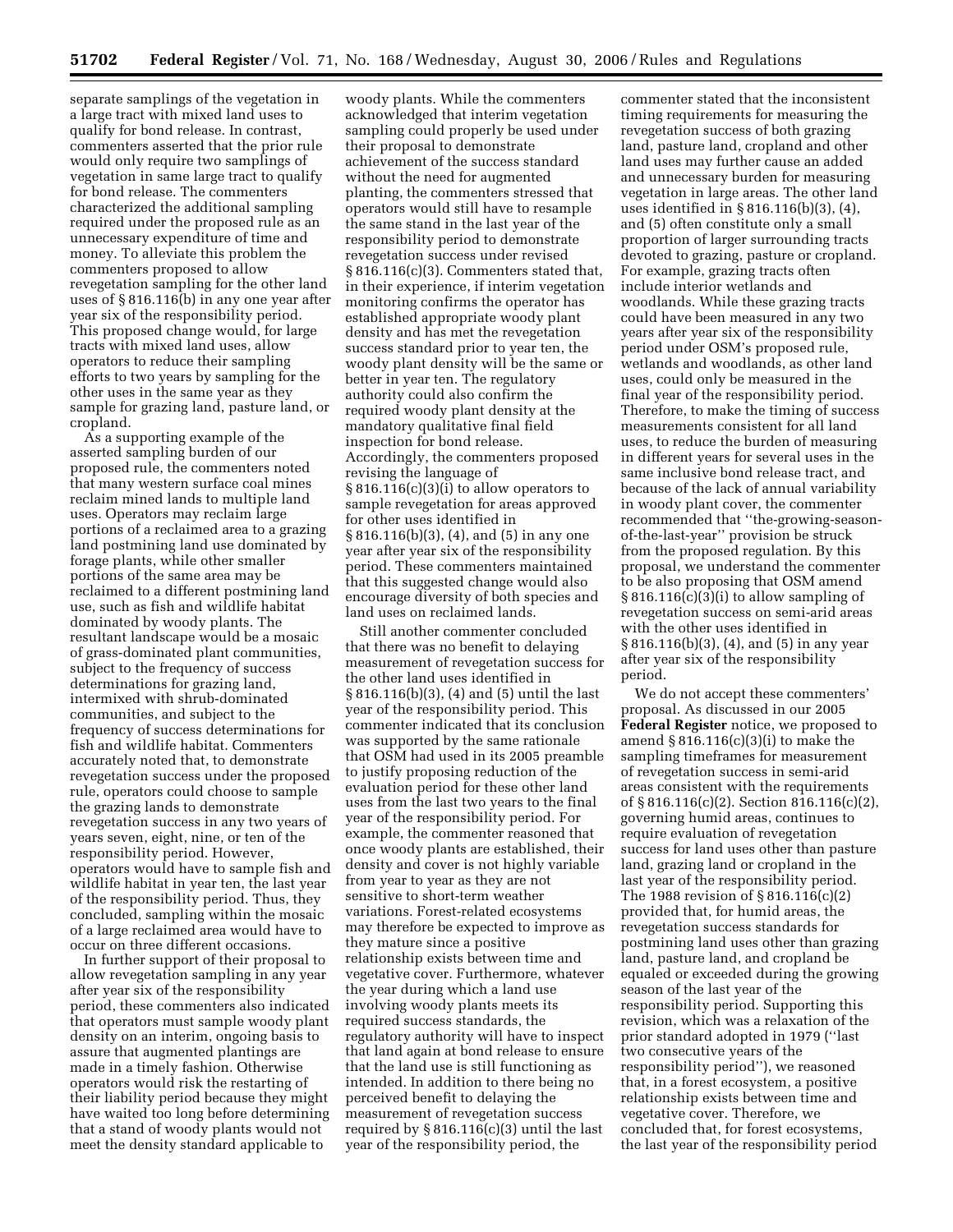separate samplings of the vegetation in a large tract with mixed land uses to qualify for bond release. In contrast, commenters asserted that the prior rule would only require two samplings of vegetation in same large tract to qualify for bond release. The commenters characterized the additional sampling required under the proposed rule as an unnecessary expenditure of time and money. To alleviate this problem the commenters proposed to allow revegetation sampling for the other land uses of § 816.116(b) in any one year after year six of the responsibility period. This proposed change would, for large tracts with mixed land uses, allow operators to reduce their sampling efforts to two years by sampling for the other uses in the same year as they sample for grazing land, pasture land, or cropland.

As a supporting example of the asserted sampling burden of our proposed rule, the commenters noted that many western surface coal mines reclaim mined lands to multiple land uses. Operators may reclaim large portions of a reclaimed area to a grazing land postmining land use dominated by forage plants, while other smaller portions of the same area may be reclaimed to a different postmining land use, such as fish and wildlife habitat dominated by woody plants. The resultant landscape would be a mosaic of grass-dominated plant communities, subject to the frequency of success determinations for grazing land, intermixed with shrub-dominated communities, and subject to the frequency of success determinations for fish and wildlife habitat. Commenters accurately noted that, to demonstrate revegetation success under the proposed rule, operators could choose to sample the grazing lands to demonstrate revegetation success in any two years of years seven, eight, nine, or ten of the responsibility period. However, operators would have to sample fish and wildlife habitat in year ten, the last year of the responsibility period. Thus, they concluded, sampling within the mosaic of a large reclaimed area would have to occur on three different occasions.

In further support of their proposal to allow revegetation sampling in any year after year six of the responsibility period, these commenters also indicated that operators must sample woody plant density on an interim, ongoing basis to assure that augmented plantings are made in a timely fashion. Otherwise operators would risk the restarting of their liability period because they might have waited too long before determining that a stand of woody plants would not meet the density standard applicable to woody plants. While the commenters acknowledged that interim vegetation sampling could properly be used under their proposal to demonstrate achievement of the success standard without the need for augmented planting, the commenters stressed that operators would still have to resample the same stand in the last year of the responsibility period to demonstrate revegetation success under revised § 816.116(c)(3). Commenters stated that, in their experience, if interim vegetation monitoring confirms the operator has established appropriate woody plant density and has met the revegetation success standard prior to year ten, the woody plant density will be the same or better in year ten. The regulatory authority could also confirm the required woody plant density at the mandatory qualitative final field inspection for bond release. Accordingly, the commenters proposed revising the language of § 816.116(c)(3)(i) to allow operators to sample revegetation for areas approved for other uses identified in § 816.116(b)(3), (4), and (5) in any one year after year six of the responsibility period. These commenters maintained that this suggested change would also encourage diversity of both species and land uses on reclaimed lands.

Still another commenter concluded that there was no benefit to delaying measurement of revegetation success for the other land uses identified in § 816.116(b)(3), (4) and (5) until the last year of the responsibility period. This commenter indicated that its conclusion was supported by the same rationale that OSM had used in its 2005 preamble to justify proposing reduction of the evaluation period for these other land uses from the last two years to the final year of the responsibility period. For example, the commenter reasoned that once woody plants are established, their density and cover is not highly variable from year to year as they are not sensitive to short-term weather variations. Forest-related ecosystems may therefore be expected to improve as they mature since a positive relationship exists between time and vegetative cover. Furthermore, whatever the year during which a land use involving woody plants meets its required success standards, the regulatory authority will have to inspect that land again at bond release to ensure that the land use is still functioning as intended. In addition to there being no perceived benefit to delaying the measurement of revegetation success required by § 816.116(c)(3) until the last year of the responsibility period, the commenter stated that the inconsistent timing requirements for measuring the revegetation success of both grazing land, pasture land, cropland and other land uses may further cause an added and unnecessary burden for measuring vegetation in large areas. The other land uses identified in § 816.116(b)(3), (4), and (5) often constitute only a small proportion of larger surrounding tracts devoted to grazing, pasture or cropland. For example, grazing tracts often include interior wetlands and woodlands. While these grazing tracts could have been measured in any two years after year six of the responsibility period under OSM's proposed rule, wetlands and woodlands, as other land uses, could only be measured in the final year of the responsibility period. Therefore, to make the timing of success measurements consistent for all land uses, to reduce the burden of measuring in different years for several uses in the same inclusive bond release tract, and because of the lack of annual variability in woody plant cover, the commenter recommended that ''the-growing-season-of-the-last-year'' provision be struck from the proposed regulation. By this proposal, we understand the commenter to be also proposing that OSM amend § 816.116(c)(3)(i) to allow sampling of revegetation success on semi-arid areas with the other uses identified in § 816.116(b)(3), (4), and (5) in any year after year six of the responsibility period.

We do not accept these commenters' proposal. As discussed in our 2005 **Federal Register** notice, we proposed to amend § 816.116(c)(3)(i) to make the sampling timeframes for measurement of revegetation success in semi-arid areas consistent with the requirements of § 816.116(c)(2). Section 816.116(c)(2), governing humid areas, continues to require evaluation of revegetation success for land uses other than pasture land, grazing land or cropland in the last year of the responsibility period. The 1988 revision of § 816.116(c)(2) provided that, for humid areas, the revegetation success standards for postmining land uses other than grazing land, pasture land, and cropland be equaled or exceeded during the growing season of the last year of the responsibility period. Supporting this revision, which was a relaxation of the prior standard adopted in 1979 (''last two consecutive years of the responsibility period''), we reasoned that, in a forest ecosystem, a positive relationship exists between time and vegetative cover. Therefore, we concluded that, for forest ecosystems, the last year of the responsibility period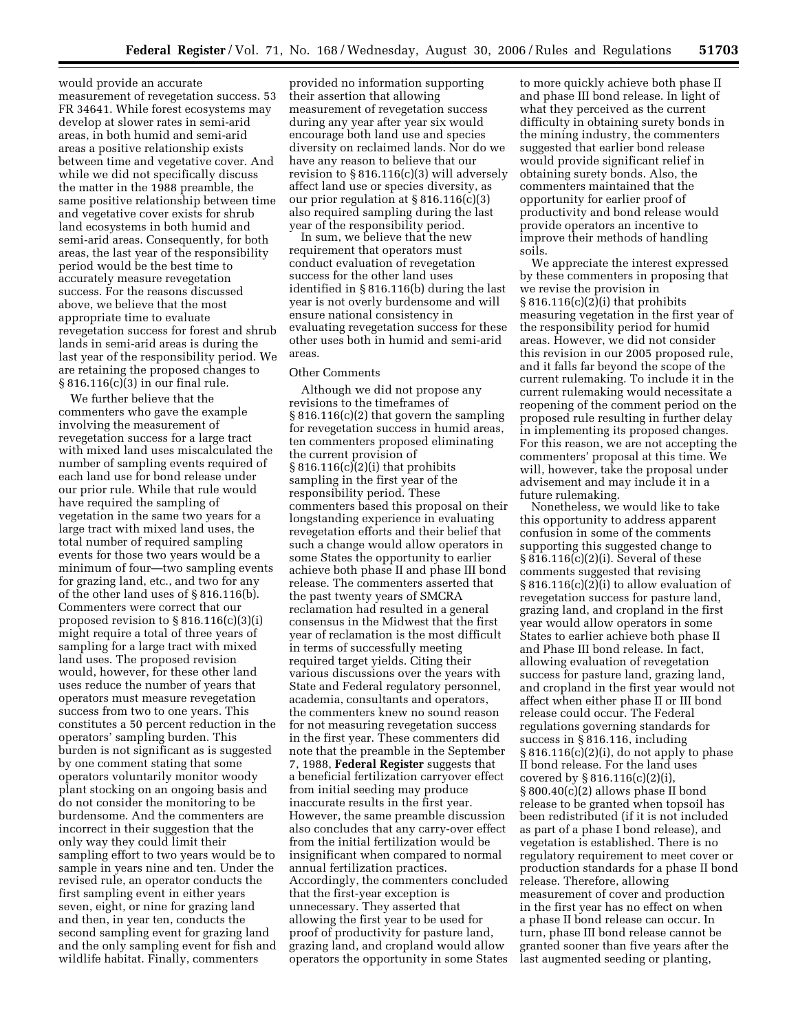would provide an accurate measurement of revegetation success. 53 FR 34641. While forest ecosystems may develop at slower rates in semi-arid areas, in both humid and semi-arid areas a positive relationship exists between time and vegetative cover. And while we did not specifically discuss the matter in the 1988 preamble, the same positive relationship between time and vegetative cover exists for shrub land ecosystems in both humid and semi-arid areas. Consequently, for both areas, the last year of the responsibility period would be the best time to accurately measure revegetation success. For the reasons discussed above, we believe that the most appropriate time to evaluate revegetation success for forest and shrub lands in semi-arid areas is during the last year of the responsibility period. We are retaining the proposed changes to § 816.116(c)(3) in our final rule.

We further believe that the commenters who gave the example involving the measurement of revegetation success for a large tract with mixed land uses miscalculated the number of sampling events required of each land use for bond release under our prior rule. While that rule would have required the sampling of vegetation in the same two years for a large tract with mixed land uses, the total number of required sampling events for those two years would be a minimum of four—two sampling events for grazing land, etc., and two for any of the other land uses of § 816.116(b). Commenters were correct that our proposed revision to § 816.116(c)(3)(i) might require a total of three years of sampling for a large tract with mixed land uses. The proposed revision would, however, for these other land uses reduce the number of years that operators must measure revegetation success from two to one years. This constitutes a 50 percent reduction in the operators' sampling burden. This burden is not significant as is suggested by one comment stating that some operators voluntarily monitor woody plant stocking on an ongoing basis and do not consider the monitoring to be burdensome. And the commenters are incorrect in their suggestion that the only way they could limit their sampling effort to two years would be to sample in years nine and ten. Under the revised rule, an operator conducts the first sampling event in either years seven, eight, or nine for grazing land and then, in year ten, conducts the second sampling event for grazing land and the only sampling event for fish and wildlife habitat. Finally, commenters provided no information supporting their assertion that allowing measurement of revegetation success during any year after year six would encourage both land use and species diversity on reclaimed lands. Nor do we have any reason to believe that our revision to § 816.116(c)(3) will adversely affect land use or species diversity, as our prior regulation at § 816.116(c)(3) also required sampling during the last year of the responsibility period.

In sum, we believe that the new requirement that operators must conduct evaluation of revegetation success for the other land uses identified in § 816.116(b) during the last year is not overly burdensome and will ensure national consistency in evaluating revegetation success for these other uses both in humid and semi-arid areas.

### Other Comments

Although we did not propose any revisions to the timeframes of § 816.116(c)(2) that govern the sampling for revegetation success in humid areas, ten commenters proposed eliminating the current provision of § 816.116(c)(2)(i) that prohibits sampling in the first year of the responsibility period. These commenters based this proposal on their longstanding experience in evaluating revegetation efforts and their belief that such a change would allow operators in some States the opportunity to earlier achieve both phase II and phase III bond release. The commenters asserted that the past twenty years of SMCRA reclamation had resulted in a general consensus in the Midwest that the first year of reclamation is the most difficult in terms of successfully meeting required target yields. Citing their various discussions over the years with State and Federal regulatory personnel, academia, consultants and operators, the commenters knew no sound reason for not measuring revegetation success in the first year. These commenters did note that the preamble in the September 7, 1988, **Federal Register** suggests that a beneficial fertilization carryover effect from initial seeding may produce inaccurate results in the first year. However, the same preamble discussion also concludes that any carry-over effect from the initial fertilization would be insignificant when compared to normal annual fertilization practices. Accordingly, the commenters concluded that the first-year exception is unnecessary. They asserted that allowing the first year to be used for proof of productivity for pasture land, grazing land, and cropland would allow operators the opportunity in some States to more quickly achieve both phase II and phase III bond release. In light of what they perceived as the current difficulty in obtaining surety bonds in the mining industry, the commenters suggested that earlier bond release would provide significant relief in obtaining surety bonds. Also, the commenters maintained that the opportunity for earlier proof of productivity and bond release would provide operators an incentive to improve their methods of handling soils.

We appreciate the interest expressed by these commenters in proposing that we revise the provision in § 816.116(c)(2)(i) that prohibits measuring vegetation in the first year of the responsibility period for humid areas. However, we did not consider this revision in our 2005 proposed rule, and it falls far beyond the scope of the current rulemaking. To include it in the current rulemaking would necessitate a reopening of the comment period on the proposed rule resulting in further delay in implementing its proposed changes. For this reason, we are not accepting the commenters' proposal at this time. We will, however, take the proposal under advisement and may include it in a future rulemaking.

Nonetheless, we would like to take this opportunity to address apparent confusion in some of the comments supporting this suggested change to § 816.116(c)(2)(i). Several of these comments suggested that revising § 816.116(c)(2)(i) to allow evaluation of revegetation success for pasture land, grazing land, and cropland in the first year would allow operators in some States to earlier achieve both phase II and Phase III bond release. In fact, allowing evaluation of revegetation success for pasture land, grazing land, and cropland in the first year would not affect when either phase II or III bond release could occur. The Federal regulations governing standards for success in § 816.116, including § 816.116(c)(2)(i), do not apply to phase II bond release. For the land uses covered by § 816.116(c)(2)(i), § 800.40(c)(2) allows phase II bond release to be granted when topsoil has been redistributed (if it is not included as part of a phase I bond release), and vegetation is established. There is no regulatory requirement to meet cover or production standards for a phase II bond release. Therefore, allowing measurement of cover and production in the first year has no effect on when a phase II bond release can occur. In turn, phase III bond release cannot be granted sooner than five years after the last augmented seeding or planting,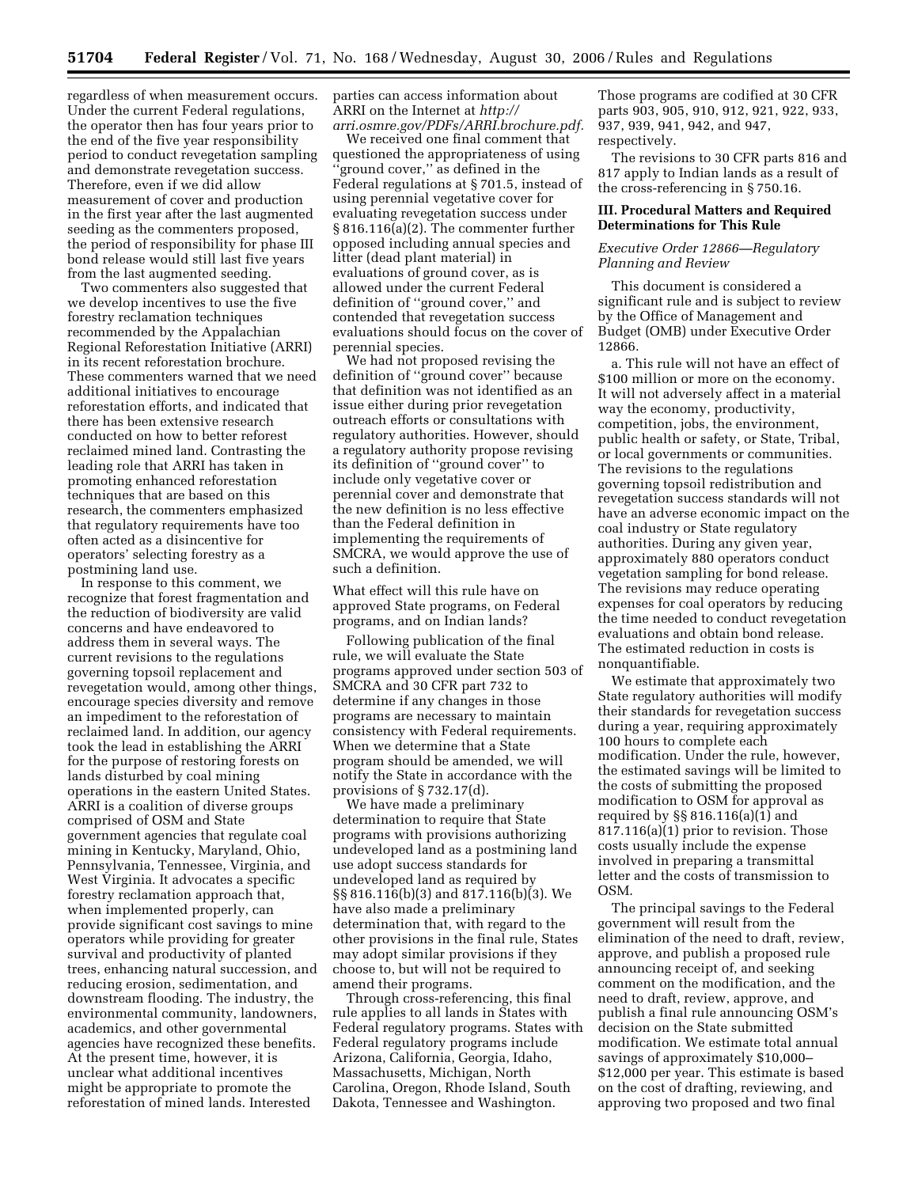regardless of when measurement occurs. Under the current Federal regulations, the operator then has four years prior to the end of the five year responsibility period to conduct revegetation sampling and demonstrate revegetation success. Therefore, even if we did allow measurement of cover and production in the first year after the last augmented seeding as the commenters proposed, the period of responsibility for phase III bond release would still last five years from the last augmented seeding.

Two commenters also suggested that we develop incentives to use the five forestry reclamation techniques recommended by the Appalachian Regional Reforestation Initiative (ARRI) in its recent reforestation brochure. These commenters warned that we need additional initiatives to encourage reforestation efforts, and indicated that there has been extensive research conducted on how to better reforest reclaimed mined land. Contrasting the leading role that ARRI has taken in promoting enhanced reforestation techniques that are based on this research, the commenters emphasized that regulatory requirements have too often acted as a disincentive for operators' selecting forestry as a postmining land use.

In response to this comment, we recognize that forest fragmentation and the reduction of biodiversity are valid concerns and have endeavored to address them in several ways. The current revisions to the regulations governing topsoil replacement and revegetation would, among other things, encourage species diversity and remove an impediment to the reforestation of reclaimed land. In addition, our agency took the lead in establishing the ARRI for the purpose of restoring forests on lands disturbed by coal mining operations in the eastern United States. ARRI is a coalition of diverse groups comprised of OSM and State government agencies that regulate coal mining in Kentucky, Maryland, Ohio, Pennsylvania, Tennessee, Virginia, and West Virginia. It advocates a specific forestry reclamation approach that, when implemented properly, can provide significant cost savings to mine operators while providing for greater survival and productivity of planted trees, enhancing natural succession, and reducing erosion, sedimentation, and downstream flooding. The industry, the environmental community, landowners, academics, and other governmental agencies have recognized these benefits. At the present time, however, it is unclear what additional incentives might be appropriate to promote the reforestation of mined lands. Interested parties can access information about ARRI on the Internet at *http://arri.osmre.gov/PDFs/ARRI.brochure.pdf.*

We received one final comment that questioned the appropriateness of using "ground cover," as defined in the Federal regulations at § 701.5, instead of using perennial vegetative cover for evaluating revegetation success under § 816.116(a)(2). The commenter further opposed including annual species and litter (dead plant material) in evaluations of ground cover, as is allowed under the current Federal definition of "ground cover," and contended that revegetation success evaluations should focus on the cover of perennial species.

We had not proposed revising the definition of "ground cover" because that definition was not identified as an issue either during prior revegetation outreach efforts or consultations with regulatory authorities. However, should a regulatory authority propose revising its definition of "ground cover" to include only vegetative cover or perennial cover and demonstrate that the new definition is no less effective than the Federal definition in implementing the requirements of SMCRA, we would approve the use of such a definition.

What effect will this rule have on approved State programs, on Federal programs, and on Indian lands?

Following publication of the final rule, we will evaluate the State programs approved under section 503 of SMCRA and 30 CFR part 732 to determine if any changes in those programs are necessary to maintain consistency with Federal requirements. When we determine that a State program should be amended, we will notify the State in accordance with the provisions of § 732.17(d).

We have made a preliminary determination to require that State programs with provisions authorizing undeveloped land as a postmining land use adopt success standards for undeveloped land as required by §§ 816.116(b)(3) and 817.116(b)(3). We have also made a preliminary determination that, with regard to the other provisions in the final rule, States may adopt similar provisions if they choose to, but will not be required to amend their programs.

Through cross-referencing, this final rule applies to all lands in States with Federal regulatory programs. States with Federal regulatory programs include Arizona, California, Georgia, Idaho, Massachusetts, Michigan, North Carolina, Oregon, Rhode Island, South Dakota, Tennessee and Washington. Those programs are codified at 30 CFR parts 903, 905, 910, 912, 921, 922, 933, 937, 939, 941, 942, and 947, respectively.

The revisions to 30 CFR parts 816 and 817 apply to Indian lands as a result of the cross-referencing in § 750.16.

## III. Procedural Matters and Required Determinations for This Rule

### *Executive Order 12866—Regulatory Planning and Review*

This document is considered a significant rule and is subject to review by the Office of Management and Budget (OMB) under Executive Order 12866.

a. This rule will not have an effect of $100 million or more on the economy. It will not adversely affect in a material way the economy, productivity, competition, jobs, the environment, public health or safety, or State, Tribal, or local governments or communities. The revisions to the regulations governing topsoil redistribution and revegetation success standards will not have an adverse economic impact on the coal industry or State regulatory authorities. During any given year, approximately 880 operators conduct vegetation sampling for bond release. The revisions may reduce operating expenses for coal operators by reducing the time needed to conduct revegetation evaluations and obtain bond release. The estimated reduction in costs is nonquantifiable.

We estimate that approximately two State regulatory authorities will modify their standards for revegetation success during a year, requiring approximately 100 hours to complete each modification. Under the rule, however, the estimated savings will be limited to the costs of submitting the proposed modification to OSM for approval as required by §§ 816.116(a)(1) and 817.116(a)(1) prior to revision. Those costs usually include the expense involved in preparing a transmittal letter and the costs of transmission to OSM.

The principal savings to the Federal government will result from the elimination of the need to draft, review, approve, and publish a proposed rule announcing receipt of, and seeking comment on the modification, and the need to draft, review, approve, and publish a final rule announcing OSM's decision on the State submitted modification. We estimate total annual savings of approximately $10,000–$12,000 per year. This estimate is based on the cost of drafting, reviewing, and approving two proposed and two final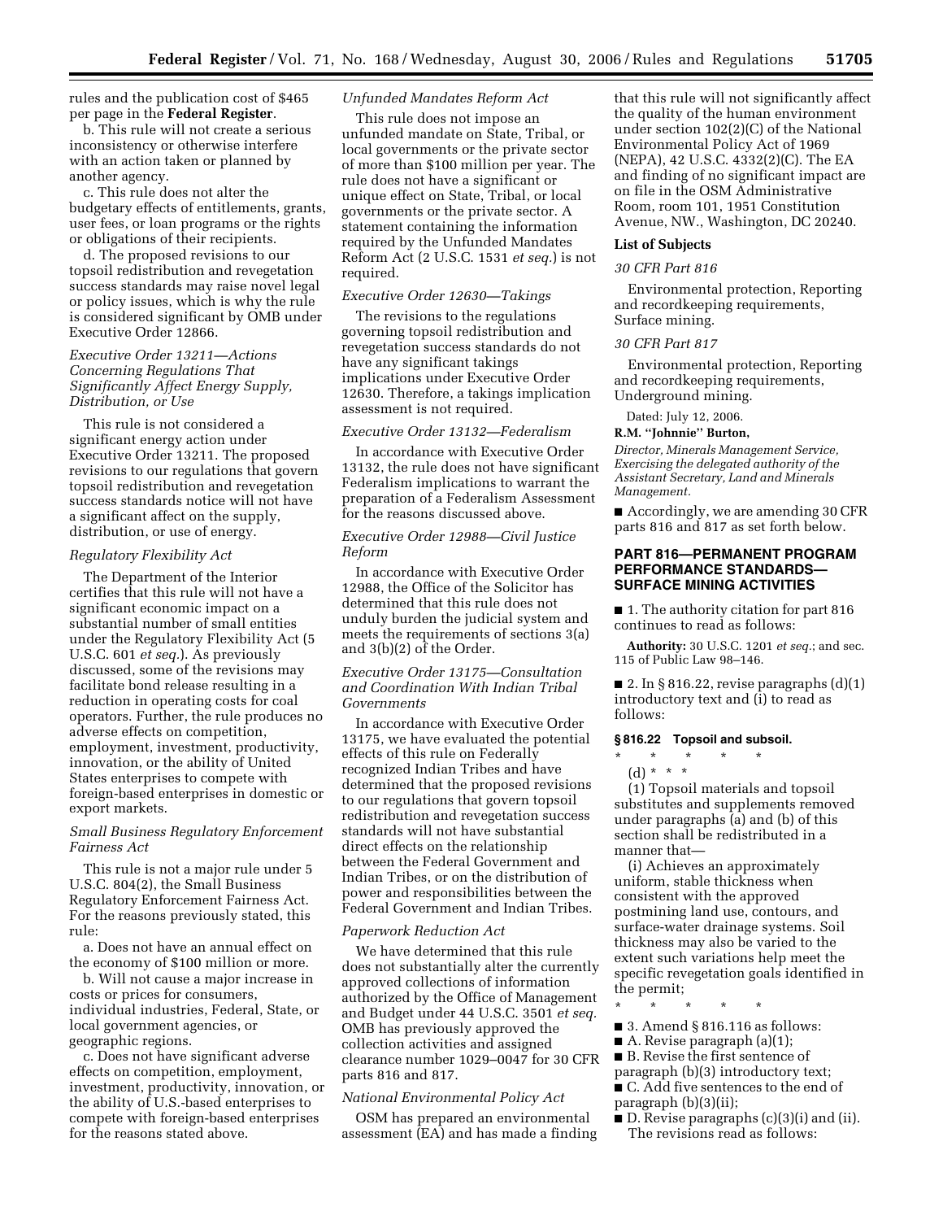rules and the publication cost of $465 per page in the **Federal Register**.

b. This rule will not create a serious inconsistency or otherwise interfere with an action taken or planned by another agency.

c. This rule does not alter the budgetary effects of entitlements, grants, user fees, or loan programs or the rights or obligations of their recipients.

d. The proposed revisions to our topsoil redistribution and revegetation success standards may raise novel legal or policy issues, which is why the rule is considered significant by OMB under Executive Order 12866.

*Executive Order 13211—Actions Concerning Regulations That Significantly Affect Energy Supply, Distribution, or Use*

This rule is not considered a significant energy action under Executive Order 13211. The proposed revisions to our regulations that govern topsoil redistribution and revegetation success standards notice will not have a significant affect on the supply, distribution, or use of energy.

*Regulatory Flexibility Act*

The Department of the Interior certifies that this rule will not have a significant economic impact on a substantial number of small entities under the Regulatory Flexibility Act (5 U.S.C. 601 *et seq.*). As previously discussed, some of the revisions may facilitate bond release resulting in a reduction in operating costs for coal operators. Further, the rule produces no adverse effects on competition, employment, investment, productivity, innovation, or the ability of United States enterprises to compete with foreign-based enterprises in domestic or export markets.

*Small Business Regulatory Enforcement Fairness Act*

This rule is not a major rule under 5 U.S.C. 804(2), the Small Business Regulatory Enforcement Fairness Act. For the reasons previously stated, this rule:

a. Does not have an annual effect on the economy of $100 million or more.

b. Will not cause a major increase in costs or prices for consumers, individual industries, Federal, State, or local government agencies, or geographic regions.

c. Does not have significant adverse effects on competition, employment, investment, productivity, innovation, or the ability of U.S.-based enterprises to compete with foreign-based enterprises for the reasons stated above.

*Unfunded Mandates Reform Act*

This rule does not impose an unfunded mandate on State, Tribal, or local governments or the private sector of more than $100 million per year. The rule does not have a significant or unique effect on State, Tribal, or local governments or the private sector. A statement containing the information required by the Unfunded Mandates Reform Act (2 U.S.C. 1531 *et seq.*) is not required.

*Executive Order 12630—Takings*

The revisions to the regulations governing topsoil redistribution and revegetation success standards do not have any significant takings implications under Executive Order 12630. Therefore, a takings implication assessment is not required.

*Executive Order 13132—Federalism*

In accordance with Executive Order 13132, the rule does not have significant Federalism implications to warrant the preparation of a Federalism Assessment for the reasons discussed above.

*Executive Order 12988—Civil Justice Reform*

In accordance with Executive Order 12988, the Office of the Solicitor has determined that this rule does not unduly burden the judicial system and meets the requirements of sections 3(a) and 3(b)(2) of the Order.

*Executive Order 13175—Consultation and Coordination With Indian Tribal Governments*

In accordance with Executive Order 13175, we have evaluated the potential effects of this rule on Federally recognized Indian Tribes and have determined that the proposed revisions to our regulations that govern topsoil redistribution and revegetation success standards will not have substantial direct effects on the relationship between the Federal Government and Indian Tribes, or on the distribution of power and responsibilities between the Federal Government and Indian Tribes.

*Paperwork Reduction Act*

We have determined that this rule does not substantially alter the currently approved collections of information authorized by the Office of Management and Budget under 44 U.S.C. 3501 *et seq.* OMB has previously approved the collection activities and assigned clearance number 1029–0047 for 30 CFR parts 816 and 817.

*National Environmental Policy Act*

OSM has prepared an environmental assessment (EA) and has made a finding that this rule will not significantly affect the quality of the human environment under section 102(2)(C) of the National Environmental Policy Act of 1969 (NEPA), 42 U.S.C. 4332(2)(C). The EA and finding of no significant impact are on file in the OSM Administrative Room, room 101, 1951 Constitution Avenue, NW., Washington, DC 20240.

**List of Subjects**

*30 CFR Part 816*

Environmental protection, Reporting and recordkeeping requirements, Surface mining.

*30 CFR Part 817*

Environmental protection, Reporting and recordkeeping requirements, Underground mining.

Dated: July 12, 2006.

**R.M. "Johnnie" Burton,**

*Director, Minerals Management Service, Exercising the delegated authority of the Assistant Secretary, Land and Minerals Management.*

■ Accordingly, we are amending 30 CFR parts 816 and 817 as set forth below.

## PART 816—PERMANENT PROGRAM PERFORMANCE STANDARDS—SURFACE MINING ACTIVITIES

■ 1. The authority citation for part 816 continues to read as follows:

**Authority:** 30 U.S.C. 1201 *et seq.*; and sec. 115 of Public Law 98–146.

■ 2. In § 816.22, revise paragraphs (d)(1) introductory text and (i) to read as follows:

### § 816.22 Topsoil and subsoil.

\* \* \* \* \*

(d) \* \* \*

(1) Topsoil materials and topsoil substitutes and supplements removed under paragraphs (a) and (b) of this section shall be redistributed in a manner that—

(i) Achieves an approximately uniform, stable thickness when consistent with the approved postmining land use, contours, and surface-water drainage systems. Soil thickness may also be varied to the extent such variations help meet the specific revegetation goals identified in the permit;

\* \* \* \* \*

■ 3. Amend § 816.116 as follows:

■ A. Revise paragraph (a)(1);

■ B. Revise the first sentence of paragraph (b)(3) introductory text;

■ C. Add five sentences to the end of paragraph (b)(3)(ii);

■ D. Revise paragraphs (c)(3)(i) and (ii).

The revisions read as follows: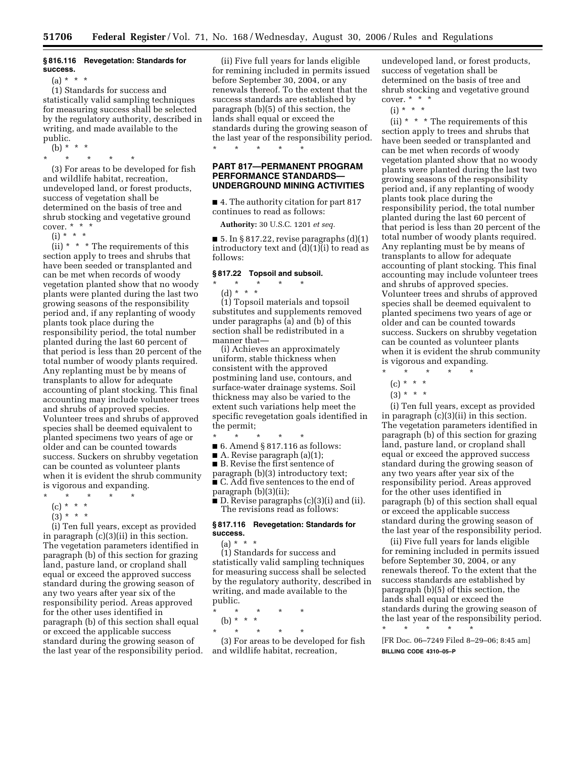**§ 816.116 Revegetation: Standards for success.**

(a) * * *

(1) Standards for success and statistically valid sampling techniques for measuring success shall be selected by the regulatory authority, described in writing, and made available to the public.

(b) * * *

\* \* \* \* \*

(3) For areas to be developed for fish and wildlife habitat, recreation, undeveloped land, or forest products, success of vegetation shall be determined on the basis of tree and shrub stocking and vegetative ground cover. * * *

(i) * * *

(ii) * * * The requirements of this section apply to trees and shrubs that have been seeded or transplanted and can be met when records of woody vegetation planted show that no woody plants were planted during the last two growing seasons of the responsibility period and, if any replanting of woody plants took place during the responsibility period, the total number planted during the last 60 percent of that period is less than 20 percent of the total number of woody plants required. Any replanting must be by means of transplants to allow for adequate accounting of plant stocking. This final accounting may include volunteer trees and shrubs of approved species. Volunteer trees and shrubs of approved species shall be deemed equivalent to planted specimens two years of age or older and can be counted towards success. Suckers on shrubby vegetation can be counted as volunteer plants when it is evident the shrub community is vigorous and expanding.

\* \* \* \* \*

(c) * * *

(3) * * *

(i) Ten full years, except as provided in paragraph (c)(3)(ii) in this section. The vegetation parameters identified in paragraph (b) of this section for grazing land, pasture land, or cropland shall equal or exceed the approved success standard during the growing season of any two years after year six of the responsibility period. Areas approved for the other uses identified in paragraph (b) of this section shall equal or exceed the applicable success standard during the growing season of the last year of the responsibility period.

(ii) Five full years for lands eligible for remining included in permits issued before September 30, 2004, or any renewals thereof. To the extent that the success standards are established by paragraph (b)(5) of this section, the lands shall equal or exceed the standards during the growing season of the last year of the responsibility period.

\* \* \* \* \*

## PART 817—PERMANENT PROGRAM PERFORMANCE STANDARDS—UNDERGROUND MINING ACTIVITIES

■ 4. The authority citation for part 817 continues to read as follows:

**Authority:** 30 U.S.C. 1201 *et seq.*

■ 5. In § 817.22, revise paragraphs (d)(1) introductory text and (d)(1)(i) to read as follows:

**§ 817.22 Topsoil and subsoil.**

\* \* \* \* \*

(d) * * *

(1) Topsoil materials and topsoil substitutes and supplements removed under paragraphs (a) and (b) of this section shall be redistributed in a manner that—

(i) Achieves an approximately uniform, stable thickness when consistent with the approved postmining land use, contours, and surface-water drainage systems. Soil thickness may also be varied to the extent such variations help meet the specific revegetation goals identified in the permit;

\* \* \* \* \*

■ 6. Amend § 817.116 as follows:

■ A. Revise paragraph (a)(1);

■ B. Revise the first sentence of paragraph (b)(3) introductory text;

■ C. Add five sentences to the end of paragraph (b)(3)(ii);

■ D. Revise paragraphs (c)(3)(i) and (ii).

The revisions read as follows:

**§ 817.116 Revegetation: Standards for success.**

(a) * * *

(1) Standards for success and statistically valid sampling techniques for measuring success shall be selected by the regulatory authority, described in writing, and made available to the public.

\* \* \* \* \*

(b) * * *

\* \* \* \* \*

(3) For areas to be developed for fish and wildlife habitat, recreation, undeveloped land, or forest products, success of vegetation shall be determined on the basis of tree and shrub stocking and vegetative ground cover. * * *

(i) * * *

(ii) * * * The requirements of this section apply to trees and shrubs that have been seeded or transplanted and can be met when records of woody vegetation planted show that no woody plants were planted during the last two growing seasons of the responsibility period and, if any replanting of woody plants took place during the responsibility period, the total number planted during the last 60 percent of that period is less than 20 percent of the total number of woody plants required. Any replanting must be by means of transplants to allow for adequate accounting of plant stocking. This final accounting may include volunteer trees and shrubs of approved species. Volunteer trees and shrubs of approved species shall be deemed equivalent to planted specimens two years of age or older and can be counted towards success. Suckers on shrubby vegetation can be counted as volunteer plants when it is evident the shrub community is vigorous and expanding.

\* \* \* \* \*

(c) * * *

(3) * * *

(i) Ten full years, except as provided in paragraph (c)(3)(ii) in this section. The vegetation parameters identified in paragraph (b) of this section for grazing land, pasture land, or cropland shall equal or exceed the approved success standard during the growing season of any two years after year six of the responsibility period. Areas approved for the other uses identified in paragraph (b) of this section shall equal or exceed the applicable success standard during the growing season of the last year of the responsibility period.

(ii) Five full years for lands eligible for remining included in permits issued before September 30, 2004, or any renewals thereof. To the extent that the success standards are established by paragraph (b)(5) of this section, the lands shall equal or exceed the standards during the growing season of the last year of the responsibility period.

\* \* \* \* \*

[FR Doc. 06–7249 Filed 8–29–06; 8:45 am]

**BILLING CODE 4310–05–P**